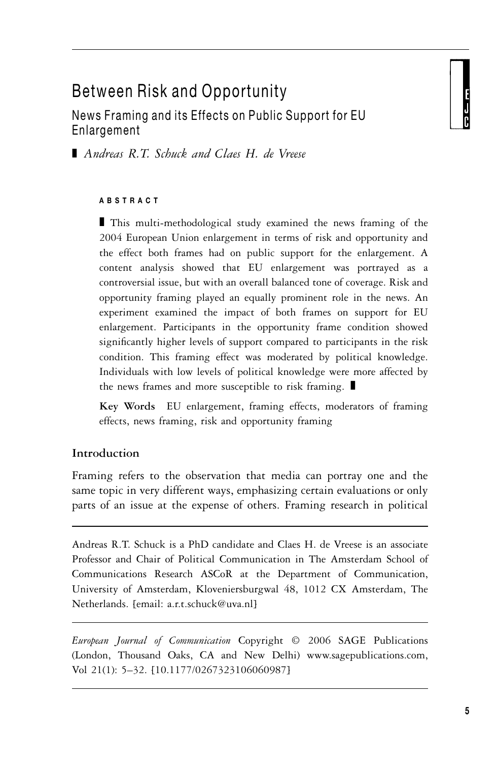# Between Risk and Opportunity

## News Framing and its Effects on Public Support for EU Enlargement

*Andreas R.T. Schuck and Claes H. de Vreese*

**ABSTRACT**

This multi-methodological study examined the news framing of the 2004 European Union enlargement in terms of risk and opportunity and the effect both frames had on public support for the enlargement. A content analysis showed that EU enlargement was portrayed as a controversial issue, but with an overall balanced tone of coverage. Risk and opportunity framing played an equally prominent role in the news. An experiment examined the impact of both frames on support for EU enlargement. Participants in the opportunity frame condition showed significantly higher levels of support compared to participants in the risk condition. This framing effect was moderated by political knowledge. Individuals with low levels of political knowledge were more affected by the news frames and more susceptible to risk framing.

**Key Words** EU enlargement, framing effects, moderators of framing effects, news framing, risk and opportunity framing

### Introduction

Framing refers to the observation that media can portray one and the same topic in very different ways, emphasizing certain evaluations or only parts of an issue at the expense of others. Framing research in political

---

Andreas R.T. Schuck is a PhD candidate and Claes H. de Vreese is an associate Professor and Chair of Political Communication in The Amsterdam School of Communications Research ASCoR at the Department of Communication, University of Amsterdam, Kloveniersburgwal 48, 1012 CX Amsterdam, The Netherlands. [email: a.r.t.schuck@uva.nl]

*European Journal of Communication* Copyright © 2006 SAGE Publications (London, Thousand Oaks, CA and New Delhi) www.sagepublications.com, Vol 21(1): 5–32. [10.1177/0267323106060987]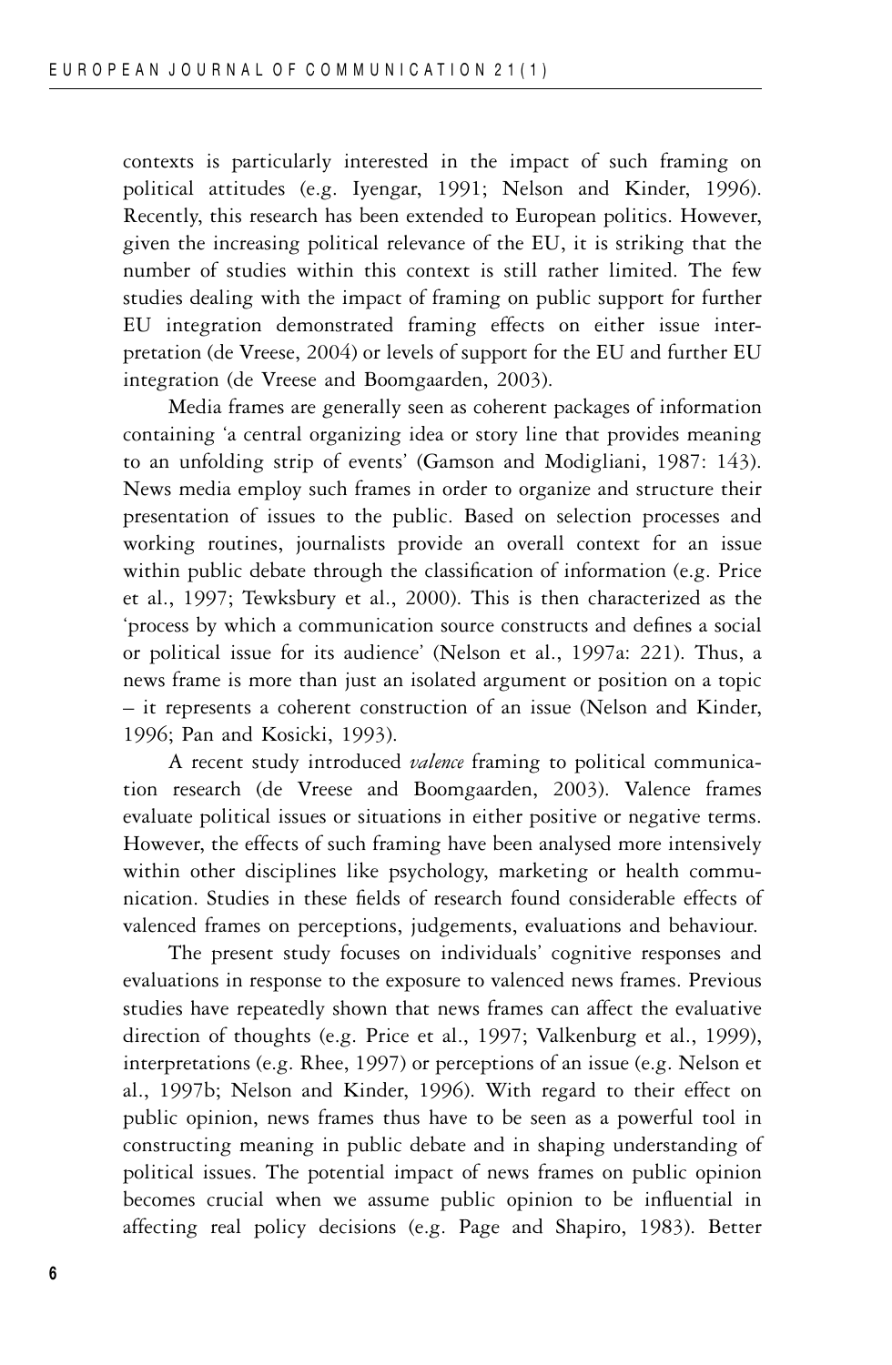contexts is particularly interested in the impact of such framing on political attitudes (e.g. Iyengar, 1991; Nelson and Kinder, 1996). Recently, this research has been extended to European politics. However, given the increasing political relevance of the EU, it is striking that the number of studies within this context is still rather limited. The few studies dealing with the impact of framing on public support for further EU integration demonstrated framing effects on either issue interpretation (de Vreese, 2004) or levels of support for the EU and further EU integration (de Vreese and Boomgaarden, 2003).

Media frames are generally seen as coherent packages of information containing 'a central organizing idea or story line that provides meaning to an unfolding strip of events' (Gamson and Modigliani, 1987: 143). News media employ such frames in order to organize and structure their presentation of issues to the public. Based on selection processes and working routines, journalists provide an overall context for an issue within public debate through the classification of information (e.g. Price et al., 1997; Tewksbury et al., 2000). This is then characterized as the 'process by which a communication source constructs and defines a social or political issue for its audience' (Nelson et al., 1997a: 221). Thus, a news frame is more than just an isolated argument or position on a topic – it represents a coherent construction of an issue (Nelson and Kinder, 1996; Pan and Kosicki, 1993).

A recent study introduced *valence* framing to political communication research (de Vreese and Boomgaarden, 2003). Valence frames evaluate political issues or situations in either positive or negative terms. However, the effects of such framing have been analysed more intensively within other disciplines like psychology, marketing or health communication. Studies in these fields of research found considerable effects of valenced frames on perceptions, judgements, evaluations and behaviour.

The present study focuses on individuals' cognitive responses and evaluations in response to the exposure to valenced news frames. Previous studies have repeatedly shown that news frames can affect the evaluative direction of thoughts (e.g. Price et al., 1997; Valkenburg et al., 1999), interpretations (e.g. Rhee, 1997) or perceptions of an issue (e.g. Nelson et al., 1997b; Nelson and Kinder, 1996). With regard to their effect on public opinion, news frames thus have to be seen as a powerful tool in constructing meaning in public debate and in shaping understanding of political issues. The potential impact of news frames on public opinion becomes crucial when we assume public opinion to be influential in affecting real policy decisions (e.g. Page and Shapiro, 1983). Better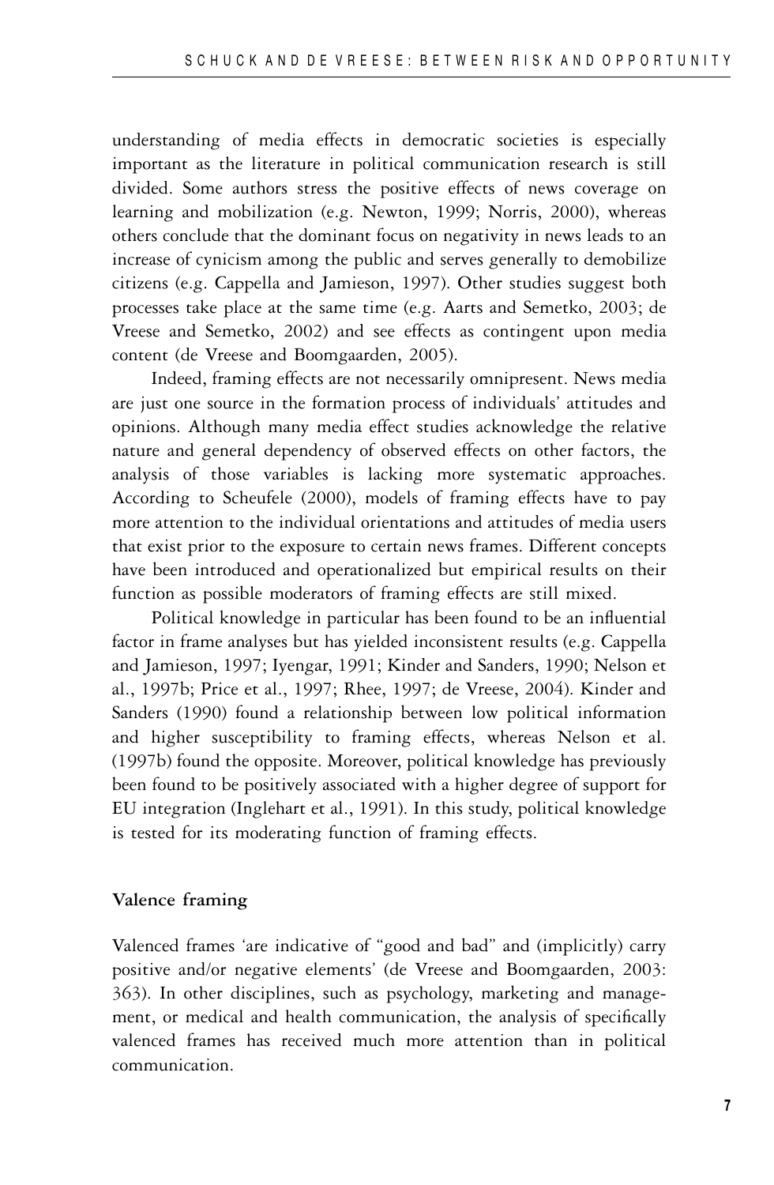understanding of media effects in democratic societies is especially important as the literature in political communication research is still divided. Some authors stress the positive effects of news coverage on learning and mobilization (e.g. Newton, 1999; Norris, 2000), whereas others conclude that the dominant focus on negativity in news leads to an increase of cynicism among the public and serves generally to demobilize citizens (e.g. Cappella and Jamieson, 1997). Other studies suggest both processes take place at the same time (e.g. Aarts and Semetko, 2003; de Vreese and Semetko, 2002) and see effects as contingent upon media content (de Vreese and Boomgaarden, 2005).

Indeed, framing effects are not necessarily omnipresent. News media are just one source in the formation process of individuals' attitudes and opinions. Although many media effect studies acknowledge the relative nature and general dependency of observed effects on other factors, the analysis of those variables is lacking more systematic approaches. According to Scheufele (2000), models of framing effects have to pay more attention to the individual orientations and attitudes of media users that exist prior to the exposure to certain news frames. Different concepts have been introduced and operationalized but empirical results on their function as possible moderators of framing effects are still mixed.

Political knowledge in particular has been found to be an influential factor in frame analyses but has yielded inconsistent results (e.g. Cappella and Jamieson, 1997; Iyengar, 1991; Kinder and Sanders, 1990; Nelson et al., 1997b; Price et al., 1997; Rhee, 1997; de Vreese, 2004). Kinder and Sanders (1990) found a relationship between low political information and higher susceptibility to framing effects, whereas Nelson et al. (1997b) found the opposite. Moreover, political knowledge has previously been found to be positively associated with a higher degree of support for EU integration (Inglehart et al., 1991). In this study, political knowledge is tested for its moderating function of framing effects.

### Valence framing

Valenced frames 'are indicative of "good and bad" and (implicitly) carry positive and/or negative elements' (de Vreese and Boomgaarden, 2003: 363). In other disciplines, such as psychology, marketing and management, or medical and health communication, the analysis of specifically valenced frames has received much more attention than in political communication.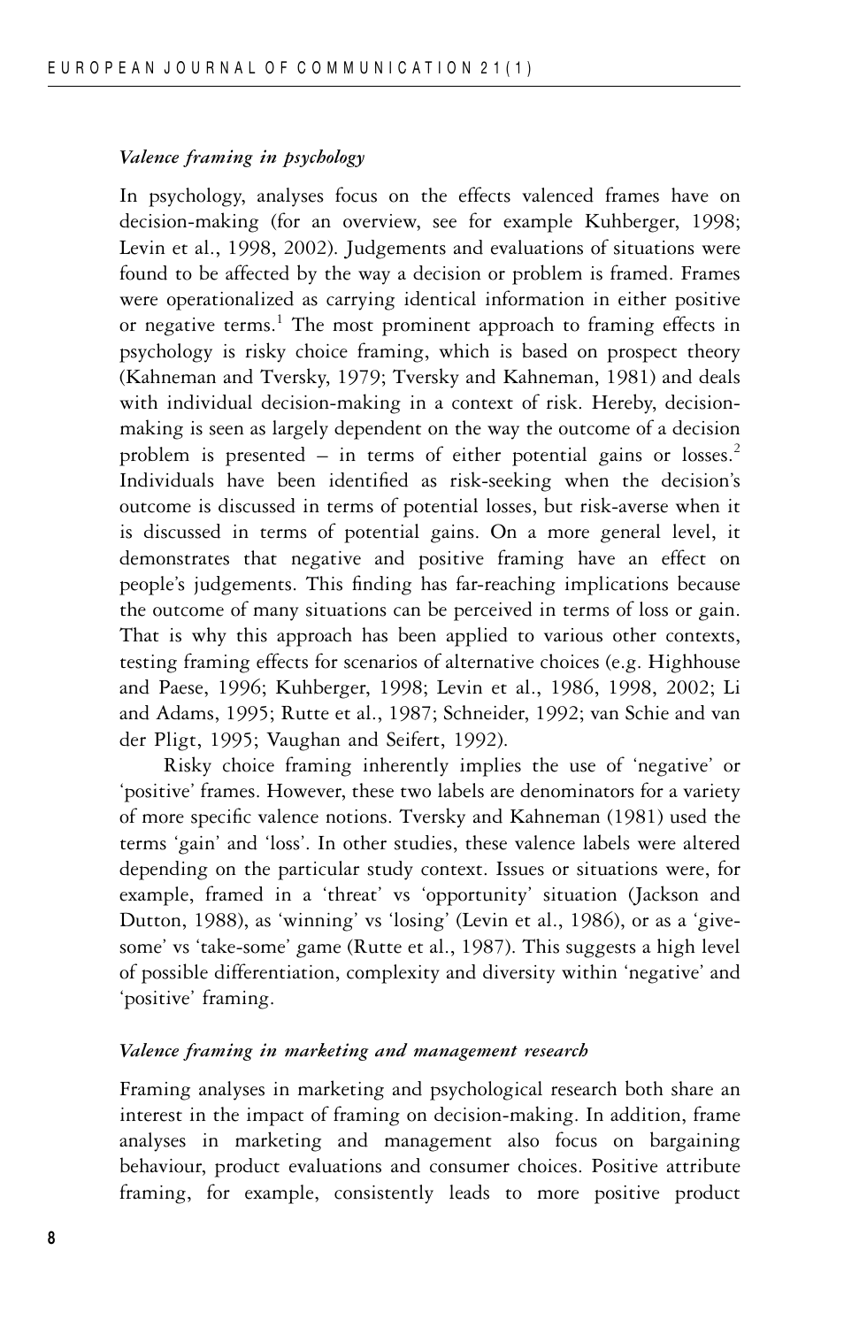### *Valence framing in psychology*

In psychology, analyses focus on the effects valenced frames have on decision-making (for an overview, see for example Kuhberger, 1998; Levin et al., 1998, 2002). Judgements and evaluations of situations were found to be affected by the way a decision or problem is framed. Frames were operationalized as carrying identical information in either positive or negative terms.[1] The most prominent approach to framing effects in psychology is risky choice framing, which is based on prospect theory (Kahneman and Tversky, 1979; Tversky and Kahneman, 1981) and deals with individual decision-making in a context of risk. Hereby, decision-making is seen as largely dependent on the way the outcome of a decision problem is presented – in terms of either potential gains or losses.[2] Individuals have been identified as risk-seeking when the decision's outcome is discussed in terms of potential losses, but risk-averse when it is discussed in terms of potential gains. On a more general level, it demonstrates that negative and positive framing have an effect on people's judgements. This finding has far-reaching implications because the outcome of many situations can be perceived in terms of loss or gain. That is why this approach has been applied to various other contexts, testing framing effects for scenarios of alternative choices (e.g. Highhouse and Paese, 1996; Kuhberger, 1998; Levin et al., 1986, 1998, 2002; Li and Adams, 1995; Rutte et al., 1987; Schneider, 1992; van Schie and van der Pligt, 1995; Vaughan and Seifert, 1992).

Risky choice framing inherently implies the use of 'negative' or 'positive' frames. However, these two labels are denominators for a variety of more specific valence notions. Tversky and Kahneman (1981) used the terms 'gain' and 'loss'. In other studies, these valence labels were altered depending on the particular study context. Issues or situations were, for example, framed in a 'threat' vs 'opportunity' situation (Jackson and Dutton, 1988), as 'winning' vs 'losing' (Levin et al., 1986), or as a 'give-some' vs 'take-some' game (Rutte et al., 1987). This suggests a high level of possible differentiation, complexity and diversity within 'negative' and 'positive' framing.

### *Valence framing in marketing and management research*

Framing analyses in marketing and psychological research both share an interest in the impact of framing on decision-making. In addition, frame analyses in marketing and management also focus on bargaining behaviour, product evaluations and consumer choices. Positive attribute framing, for example, consistently leads to more positive product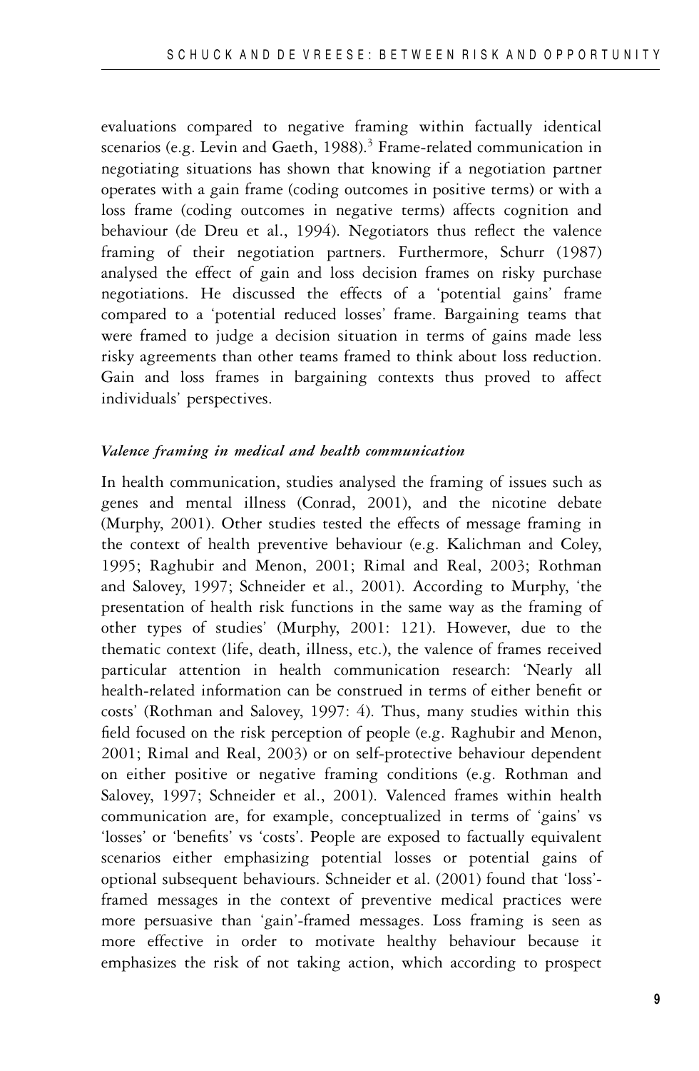evaluations compared to negative framing within factually identical scenarios (e.g. Levin and Gaeth, 1988).[3] Frame-related communication in negotiating situations has shown that knowing if a negotiation partner operates with a gain frame (coding outcomes in positive terms) or with a loss frame (coding outcomes in negative terms) affects cognition and behaviour (de Dreu et al., 1994). Negotiators thus reflect the valence framing of their negotiation partners. Furthermore, Schurr (1987) analysed the effect of gain and loss decision frames on risky purchase negotiations. He discussed the effects of a 'potential gains' frame compared to a 'potential reduced losses' frame. Bargaining teams that were framed to judge a decision situation in terms of gains made less risky agreements than other teams framed to think about loss reduction. Gain and loss frames in bargaining contexts thus proved to affect individuals' perspectives.

### *Valence framing in medical and health communication*

In health communication, studies analysed the framing of issues such as genes and mental illness (Conrad, 2001), and the nicotine debate (Murphy, 2001). Other studies tested the effects of message framing in the context of health preventive behaviour (e.g. Kalichman and Coley, 1995; Raghubir and Menon, 2001; Rimal and Real, 2003; Rothman and Salovey, 1997; Schneider et al., 2001). According to Murphy, 'the presentation of health risk functions in the same way as the framing of other types of studies' (Murphy, 2001: 121). However, due to the thematic context (life, death, illness, etc.), the valence of frames received particular attention in health communication research: 'Nearly all health-related information can be construed in terms of either benefit or costs' (Rothman and Salovey, 1997: 4). Thus, many studies within this field focused on the risk perception of people (e.g. Raghubir and Menon, 2001; Rimal and Real, 2003) or on self-protective behaviour dependent on either positive or negative framing conditions (e.g. Rothman and Salovey, 1997; Schneider et al., 2001). Valenced frames within health communication are, for example, conceptualized in terms of 'gains' vs 'losses' or 'benefits' vs 'costs'. People are exposed to factually equivalent scenarios either emphasizing potential losses or potential gains of optional subsequent behaviours. Schneider et al. (2001) found that 'loss'-framed messages in the context of preventive medical practices were more persuasive than 'gain'-framed messages. Loss framing is seen as more effective in order to motivate healthy behaviour because it emphasizes the risk of not taking action, which according to prospect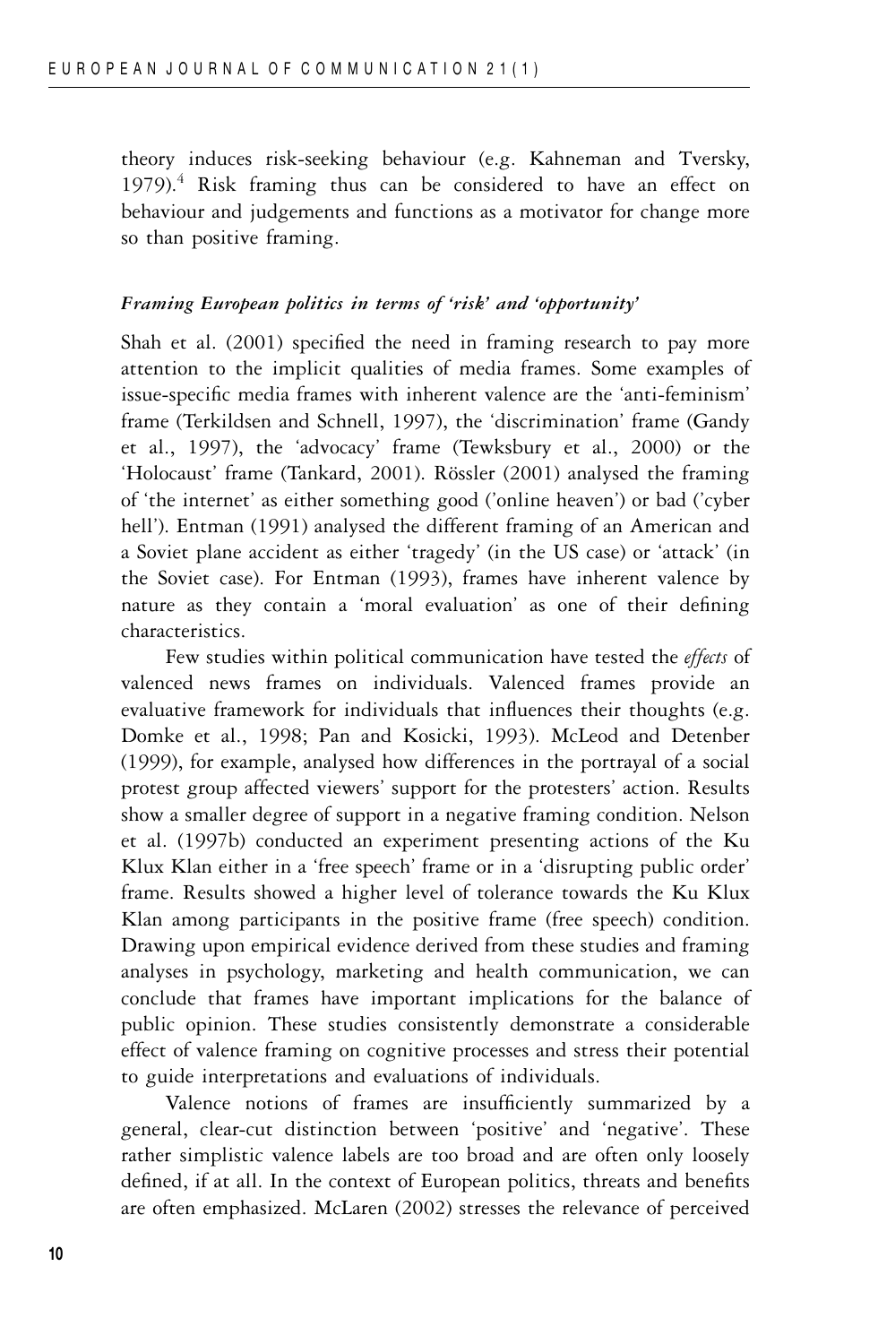theory induces risk-seeking behaviour (e.g. Kahneman and Tversky, 1979).[4] Risk framing thus can be considered to have an effect on behaviour and judgements and functions as a motivator for change more so than positive framing.

### *Framing European politics in terms of 'risk' and 'opportunity'*

Shah et al. (2001) specified the need in framing research to pay more attention to the implicit qualities of media frames. Some examples of issue-specific media frames with inherent valence are the 'anti-feminism' frame (Terkildsen and Schnell, 1997), the 'discrimination' frame (Gandy et al., 1997), the 'advocacy' frame (Tewksbury et al., 2000) or the 'Holocaust' frame (Tankard, 2001). Rössler (2001) analysed the framing of 'the internet' as either something good ('online heaven') or bad ('cyber hell'). Entman (1991) analysed the different framing of an American and a Soviet plane accident as either 'tragedy' (in the US case) or 'attack' (in the Soviet case). For Entman (1993), frames have inherent valence by nature as they contain a 'moral evaluation' as one of their defining characteristics.

Few studies within political communication have tested the *effects* of valenced news frames on individuals. Valenced frames provide an evaluative framework for individuals that influences their thoughts (e.g. Domke et al., 1998; Pan and Kosicki, 1993). McLeod and Detenber (1999), for example, analysed how differences in the portrayal of a social protest group affected viewers' support for the protesters' action. Results show a smaller degree of support in a negative framing condition. Nelson et al. (1997b) conducted an experiment presenting actions of the Ku Klux Klan either in a 'free speech' frame or in a 'disrupting public order' frame. Results showed a higher level of tolerance towards the Ku Klux Klan among participants in the positive frame (free speech) condition. Drawing upon empirical evidence derived from these studies and framing analyses in psychology, marketing and health communication, we can conclude that frames have important implications for the balance of public opinion. These studies consistently demonstrate a considerable effect of valence framing on cognitive processes and stress their potential to guide interpretations and evaluations of individuals.

Valence notions of frames are insufficiently summarized by a general, clear-cut distinction between 'positive' and 'negative'. These rather simplistic valence labels are too broad and are often only loosely defined, if at all. In the context of European politics, threats and benefits are often emphasized. McLaren (2002) stresses the relevance of perceived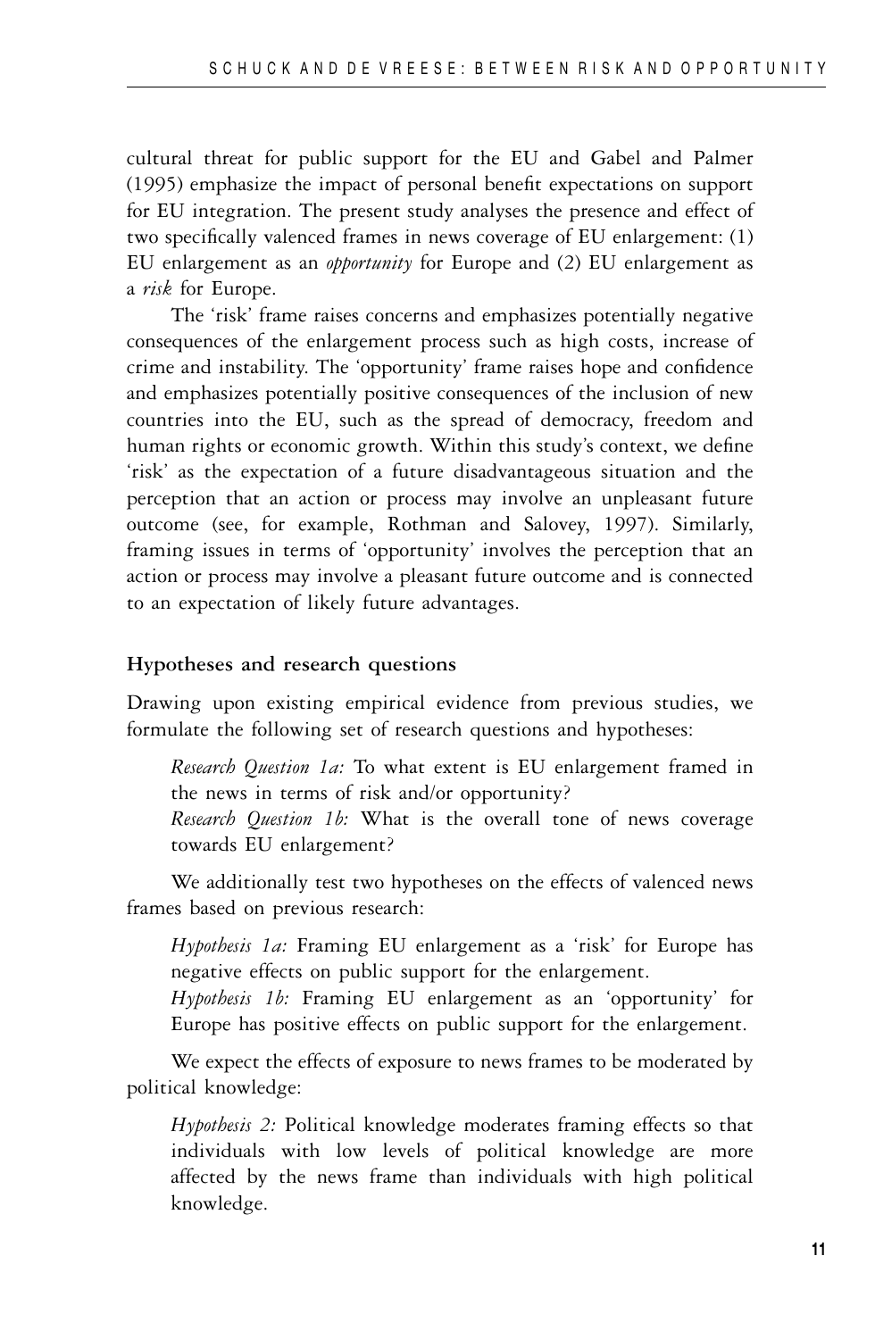cultural threat for public support for the EU and Gabel and Palmer (1995) emphasize the impact of personal benefit expectations on support for EU integration. The present study analyses the presence and effect of two specifically valenced frames in news coverage of EU enlargement: (1) EU enlargement as an *opportunity* for Europe and (2) EU enlargement as a *risk* for Europe.

The 'risk' frame raises concerns and emphasizes potentially negative consequences of the enlargement process such as high costs, increase of crime and instability. The 'opportunity' frame raises hope and confidence and emphasizes potentially positive consequences of the inclusion of new countries into the EU, such as the spread of democracy, freedom and human rights or economic growth. Within this study's context, we define 'risk' as the expectation of a future disadvantageous situation and the perception that an action or process may involve an unpleasant future outcome (see, for example, Rothman and Salovey, 1997). Similarly, framing issues in terms of 'opportunity' involves the perception that an action or process may involve a pleasant future outcome and is connected to an expectation of likely future advantages.

### Hypotheses and research questions

Drawing upon existing empirical evidence from previous studies, we formulate the following set of research questions and hypotheses:

> *Research Question 1a:* To what extent is EU enlargement framed in the news in terms of risk and/or opportunity?
>
> *Research Question 1b:* What is the overall tone of news coverage towards EU enlargement?

We additionally test two hypotheses on the effects of valenced news frames based on previous research:

> *Hypothesis 1a:* Framing EU enlargement as a 'risk' for Europe has negative effects on public support for the enlargement.
>
> *Hypothesis 1b:* Framing EU enlargement as an 'opportunity' for Europe has positive effects on public support for the enlargement.

We expect the effects of exposure to news frames to be moderated by political knowledge:

> *Hypothesis 2:* Political knowledge moderates framing effects so that individuals with low levels of political knowledge are more affected by the news frame than individuals with high political knowledge.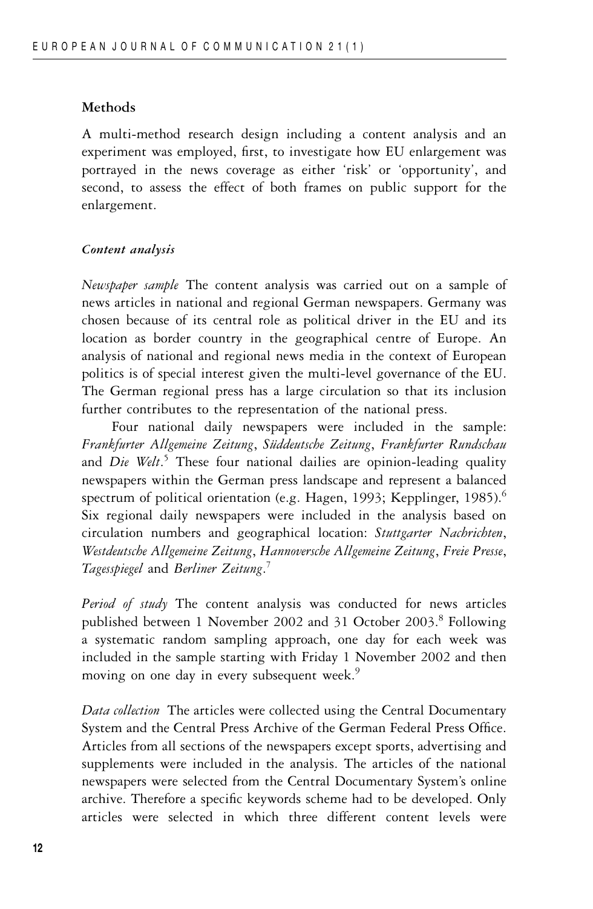## Methods

A multi-method research design including a content analysis and an experiment was employed, first, to investigate how EU enlargement was portrayed in the news coverage as either 'risk' or 'opportunity', and second, to assess the effect of both frames on public support for the enlargement.

### *Content analysis*

*Newspaper sample* The content analysis was carried out on a sample of news articles in national and regional German newspapers. Germany was chosen because of its central role as political driver in the EU and its location as border country in the geographical centre of Europe. An analysis of national and regional news media in the context of European politics is of special interest given the multi-level governance of the EU. The German regional press has a large circulation so that its inclusion further contributes to the representation of the national press.

Four national daily newspapers were included in the sample: *Frankfurter Allgemeine Zeitung*, *Süddeutsche Zeitung*, *Frankfurter Rundschau* and *Die Welt*.[5] These four national dailies are opinion-leading quality newspapers within the German press landscape and represent a balanced spectrum of political orientation (e.g. Hagen, 1993; Kepplinger, 1985).[6] Six regional daily newspapers were included in the analysis based on circulation numbers and geographical location: *Stuttgarter Nachrichten*, *Westdeutsche Allgemeine Zeitung*, *Hannoversche Allgemeine Zeitung*, *Freie Presse*, *Tagesspiegel* and *Berliner Zeitung*.[7]

*Period of study* The content analysis was conducted for news articles published between 1 November 2002 and 31 October 2003.[8] Following a systematic random sampling approach, one day for each week was included in the sample starting with Friday 1 November 2002 and then moving on one day in every subsequent week.[9]

*Data collection* The articles were collected using the Central Documentary System and the Central Press Archive of the German Federal Press Office. Articles from all sections of the newspapers except sports, advertising and supplements were included in the analysis. The articles of the national newspapers were selected from the Central Documentary System's online archive. Therefore a specific keywords scheme had to be developed. Only articles were selected in which three different content levels were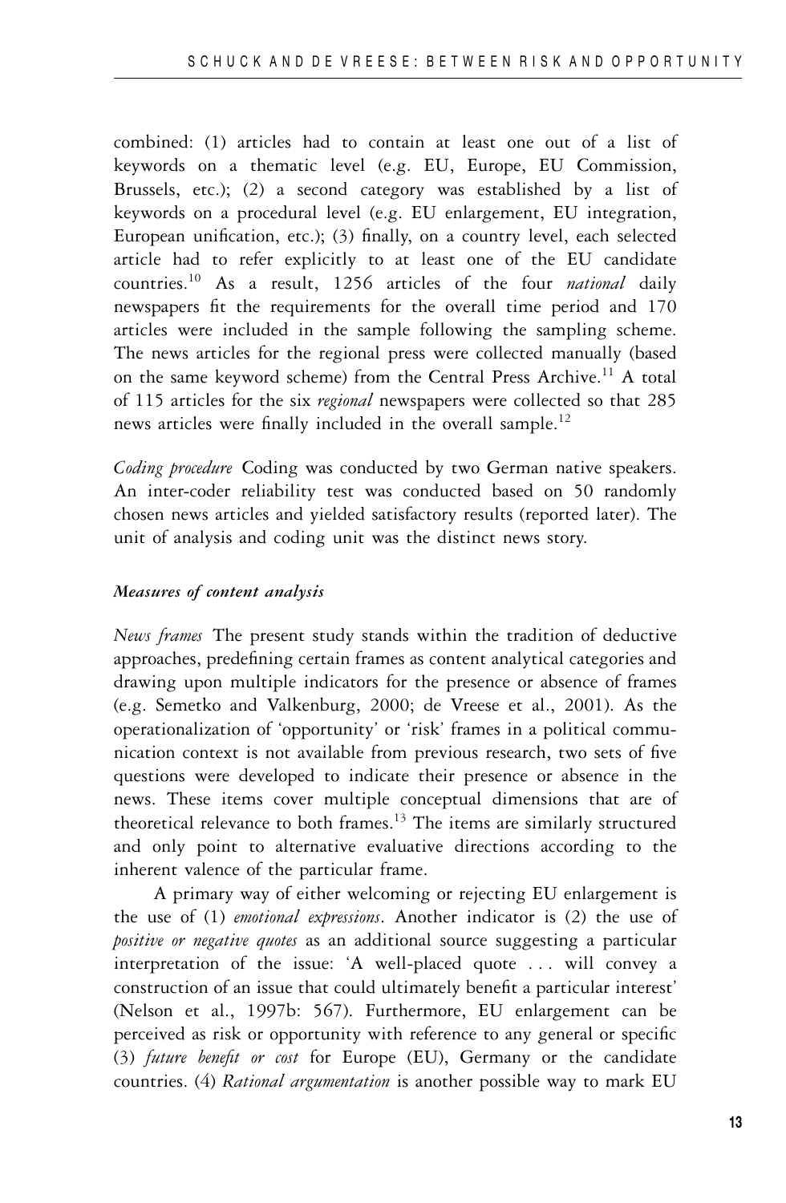combined: (1) articles had to contain at least one out of a list of keywords on a thematic level (e.g. EU, Europe, EU Commission, Brussels, etc.); (2) a second category was established by a list of keywords on a procedural level (e.g. EU enlargement, EU integration, European unification, etc.); (3) finally, on a country level, each selected article had to refer explicitly to at least one of the EU candidate countries.[10] As a result, 1256 articles of the four *national* daily newspapers fit the requirements for the overall time period and 170 articles were included in the sample following the sampling scheme. The news articles for the regional press were collected manually (based on the same keyword scheme) from the Central Press Archive.[11] A total of 115 articles for the six *regional* newspapers were collected so that 285 news articles were finally included in the overall sample.[12]

*Coding procedure* Coding was conducted by two German native speakers. An inter-coder reliability test was conducted based on 50 randomly chosen news articles and yielded satisfactory results (reported later). The unit of analysis and coding unit was the distinct news story.

***Measures of content analysis***

*News frames* The present study stands within the tradition of deductive approaches, predefining certain frames as content analytical categories and drawing upon multiple indicators for the presence or absence of frames (e.g. Semetko and Valkenburg, 2000; de Vreese et al., 2001). As the operationalization of 'opportunity' or 'risk' frames in a political communication context is not available from previous research, two sets of five questions were developed to indicate their presence or absence in the news. These items cover multiple conceptual dimensions that are of theoretical relevance to both frames.[13] The items are similarly structured and only point to alternative evaluative directions according to the inherent valence of the particular frame.

A primary way of either welcoming or rejecting EU enlargement is the use of (1) *emotional expressions*. Another indicator is (2) the use of *positive or negative quotes* as an additional source suggesting a particular interpretation of the issue: 'A well-placed quote . . . will convey a construction of an issue that could ultimately benefit a particular interest' (Nelson et al., 1997b: 567). Furthermore, EU enlargement can be perceived as risk or opportunity with reference to any general or specific (3) *future benefit or cost* for Europe (EU), Germany or the candidate countries. (4) *Rational argumentation* is another possible way to mark EU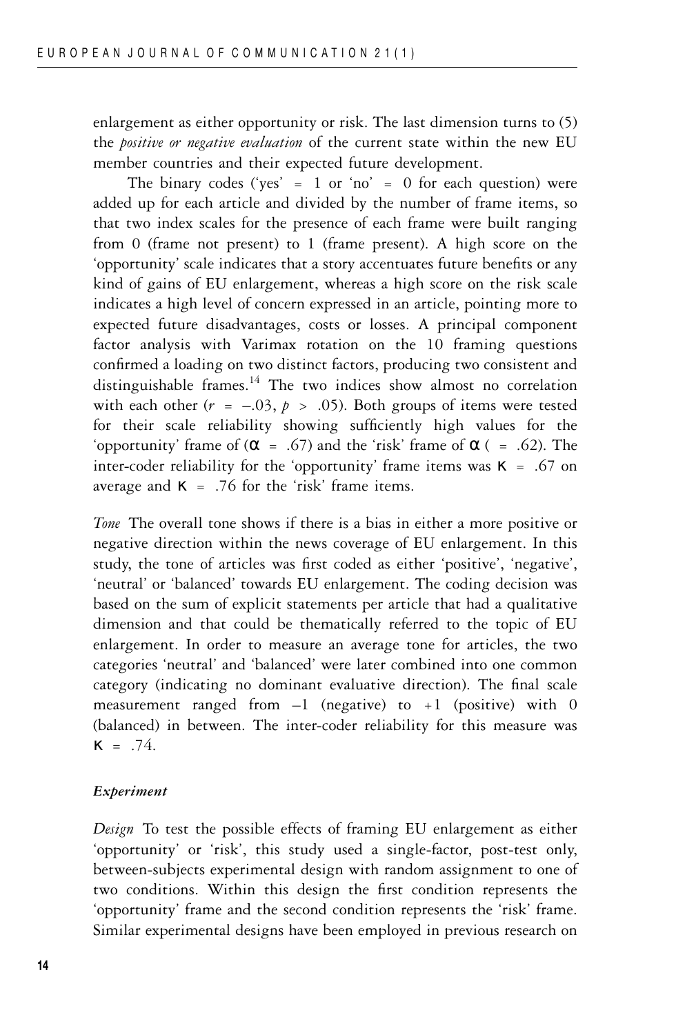enlargement as either opportunity or risk. The last dimension turns to (5) the *positive or negative evaluation* of the current state within the new EU member countries and their expected future development.

The binary codes ('yes' = 1 or 'no' = 0 for each question) were added up for each article and divided by the number of frame items, so that two index scales for the presence of each frame were built ranging from 0 (frame not present) to 1 (frame present). A high score on the 'opportunity' scale indicates that a story accentuates future benefits or any kind of gains of EU enlargement, whereas a high score on the risk scale indicates a high level of concern expressed in an article, pointing more to expected future disadvantages, costs or losses. A principal component factor analysis with Varimax rotation on the 10 framing questions confirmed a loading on two distinct factors, producing two consistent and distinguishable frames.[14] The two indices show almost no correlation with each other ($r = -.03$, $p > .05$). Both groups of items were tested for their scale reliability showing sufficiently high values for the 'opportunity' frame of ($\alpha = .67$) and the 'risk' frame of $\alpha$ ( $= .62$). The inter-coder reliability for the 'opportunity' frame items was $\kappa = .67$ on average and $\kappa = .76$ for the 'risk' frame items.

*Tone* The overall tone shows if there is a bias in either a more positive or negative direction within the news coverage of EU enlargement. In this study, the tone of articles was first coded as either 'positive', 'negative', 'neutral' or 'balanced' towards EU enlargement. The coding decision was based on the sum of explicit statements per article that had a qualitative dimension and that could be thematically referred to the topic of EU enlargement. In order to measure an average tone for articles, the two categories 'neutral' and 'balanced' were later combined into one common category (indicating no dominant evaluative direction). The final scale measurement ranged from –1 (negative) to +1 (positive) with 0 (balanced) in between. The inter-coder reliability for this measure was $\kappa = .74$.

### *Experiment*

*Design* To test the possible effects of framing EU enlargement as either 'opportunity' or 'risk', this study used a single-factor, post-test only, between-subjects experimental design with random assignment to one of two conditions. Within this design the first condition represents the 'opportunity' frame and the second condition represents the 'risk' frame. Similar experimental designs have been employed in previous research on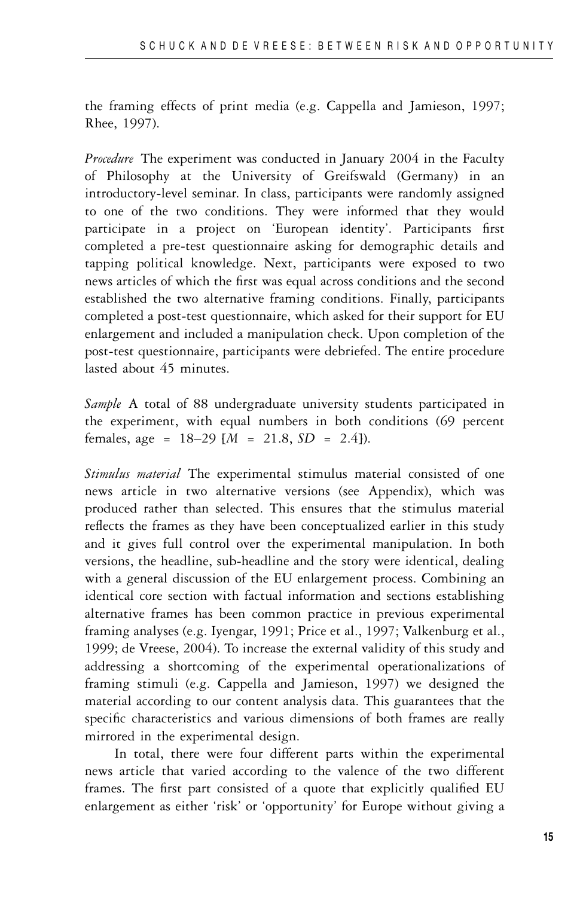the framing effects of print media (e.g. Cappella and Jamieson, 1997; Rhee, 1997).

*Procedure* The experiment was conducted in January 2004 in the Faculty of Philosophy at the University of Greifswald (Germany) in an introductory-level seminar. In class, participants were randomly assigned to one of the two conditions. They were informed that they would participate in a project on 'European identity'. Participants first completed a pre-test questionnaire asking for demographic details and tapping political knowledge. Next, participants were exposed to two news articles of which the first was equal across conditions and the second established the two alternative framing conditions. Finally, participants completed a post-test questionnaire, which asked for their support for EU enlargement and included a manipulation check. Upon completion of the post-test questionnaire, participants were debriefed. The entire procedure lasted about 45 minutes.

*Sample* A total of 88 undergraduate university students participated in the experiment, with equal numbers in both conditions (69 percent females, age = 18–29 [$M$ = 21.8, $SD$ = 2.4]).

*Stimulus material* The experimental stimulus material consisted of one news article in two alternative versions (see Appendix), which was produced rather than selected. This ensures that the stimulus material reflects the frames as they have been conceptualized earlier in this study and it gives full control over the experimental manipulation. In both versions, the headline, sub-headline and the story were identical, dealing with a general discussion of the EU enlargement process. Combining an identical core section with factual information and sections establishing alternative frames has been common practice in previous experimental framing analyses (e.g. Iyengar, 1991; Price et al., 1997; Valkenburg et al., 1999; de Vreese, 2004). To increase the external validity of this study and addressing a shortcoming of the experimental operationalizations of framing stimuli (e.g. Cappella and Jamieson, 1997) we designed the material according to our content analysis data. This guarantees that the specific characteristics and various dimensions of both frames are really mirrored in the experimental design.

In total, there were four different parts within the experimental news article that varied according to the valence of the two different frames. The first part consisted of a quote that explicitly qualified EU enlargement as either 'risk' or 'opportunity' for Europe without giving a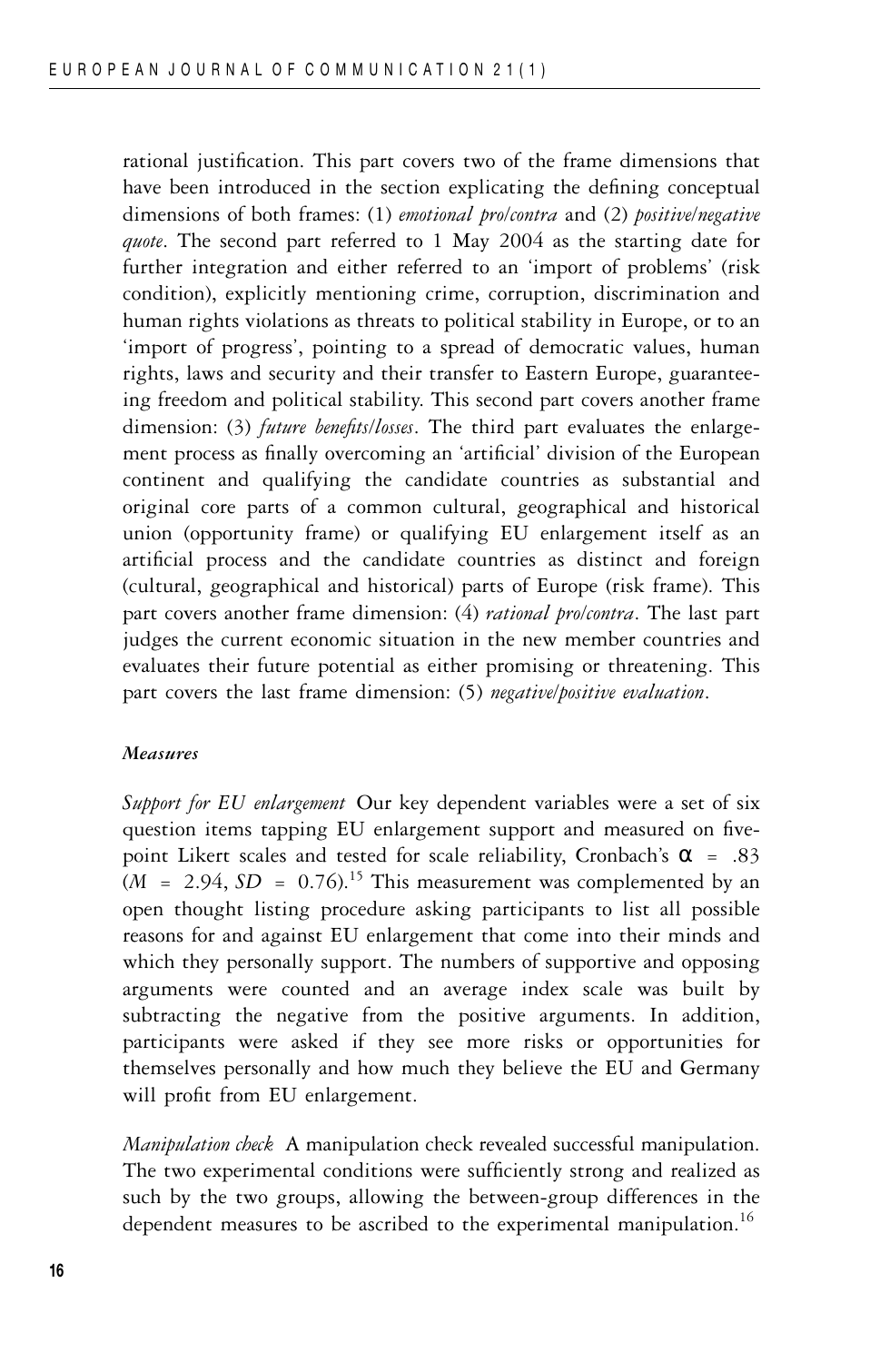rational justification. This part covers two of the frame dimensions that have been introduced in the section explicating the defining conceptual dimensions of both frames: (1) *emotional pro/contra* and (2) *positive/negative quote*. The second part referred to 1 May 2004 as the starting date for further integration and either referred to an 'import of problems' (risk condition), explicitly mentioning crime, corruption, discrimination and human rights violations as threats to political stability in Europe, or to an 'import of progress', pointing to a spread of democratic values, human rights, laws and security and their transfer to Eastern Europe, guaranteeing freedom and political stability. This second part covers another frame dimension: (3) *future benefits/losses*. The third part evaluates the enlargement process as finally overcoming an 'artificial' division of the European continent and qualifying the candidate countries as substantial and original core parts of a common cultural, geographical and historical union (opportunity frame) or qualifying EU enlargement itself as an artificial process and the candidate countries as distinct and foreign (cultural, geographical and historical) parts of Europe (risk frame). This part covers another frame dimension: (4) *rational pro/contra*. The last part judges the current economic situation in the new member countries and evaluates their future potential as either promising or threatening. This part covers the last frame dimension: (5) *negative/positive evaluation*.

### *Measures*

*Support for EU enlargement* Our key dependent variables were a set of six question items tapping EU enlargement support and measured on five-point Likert scales and tested for scale reliability, Cronbach's $\alpha = .83$ ($M = 2.94$, $SD = 0.76$).[15] This measurement was complemented by an open thought listing procedure asking participants to list all possible reasons for and against EU enlargement that come into their minds and which they personally support. The numbers of supportive and opposing arguments were counted and an average index scale was built by subtracting the negative from the positive arguments. In addition, participants were asked if they see more risks or opportunities for themselves personally and how much they believe the EU and Germany will profit from EU enlargement.

*Manipulation check* A manipulation check revealed successful manipulation. The two experimental conditions were sufficiently strong and realized as such by the two groups, allowing the between-group differences in the dependent measures to be ascribed to the experimental manipulation.[16]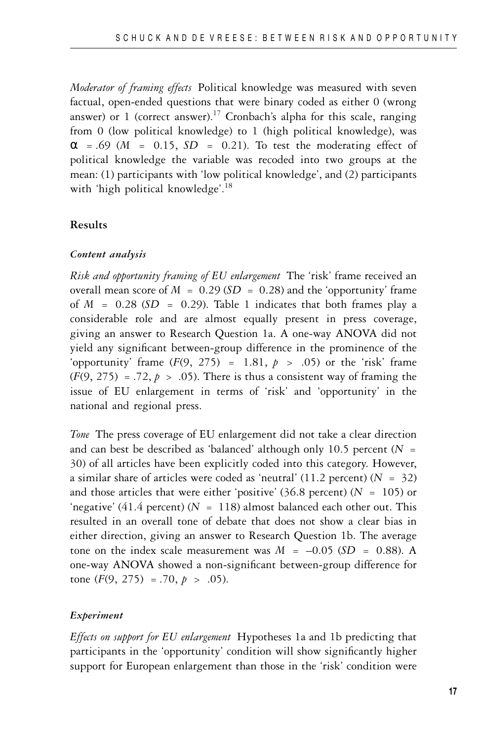*Moderator of framing effects* Political knowledge was measured with seven factual, open-ended questions that were binary coded as either 0 (wrong answer) or 1 (correct answer).[17] Cronbach's alpha for this scale, ranging from 0 (low political knowledge) to 1 (high political knowledge), was $\alpha = .69$ ($M = 0.15$, $SD = 0.21$). To test the moderating effect of political knowledge the variable was recoded into two groups at the mean: (1) participants with 'low political knowledge', and (2) participants with 'high political knowledge'.[18]

## Results

### *Content analysis*

*Risk and opportunity framing of EU enlargement* The 'risk' frame received an overall mean score of $M = 0.29$ ($SD = 0.28$) and the 'opportunity' frame of $M = 0.28$ ($SD = 0.29$). Table 1 indicates that both frames play a considerable role and are almost equally present in press coverage, giving an answer to Research Question 1a. A one-way ANOVA did not yield any significant between-group difference in the prominence of the 'opportunity' frame ($F(9, 275) = 1.81$, $p > .05$) or the 'risk' frame ($F(9, 275) = .72$, $p > .05$). There is thus a consistent way of framing the issue of EU enlargement in terms of 'risk' and 'opportunity' in the national and regional press.

*Tone* The press coverage of EU enlargement did not take a clear direction and can best be described as 'balanced' although only 10.5 percent ($N = 30$) of all articles have been explicitly coded into this category. However, a similar share of articles were coded as 'neutral' (11.2 percent) ($N = 32$) and those articles that were either 'positive' (36.8 percent) ($N = 105$) or 'negative' (41.4 percent) ($N = 118$) almost balanced each other out. This resulted in an overall tone of debate that does not show a clear bias in either direction, giving an answer to Research Question 1b. The average tone on the index scale measurement was $M = -0.05$ ($SD = 0.88$). A one-way ANOVA showed a non-significant between-group difference for tone ($F(9, 275) = .70$, $p > .05$).

### *Experiment*

*Effects on support for EU enlargement* Hypotheses 1a and 1b predicting that participants in the 'opportunity' condition will show significantly higher support for European enlargement than those in the 'risk' condition were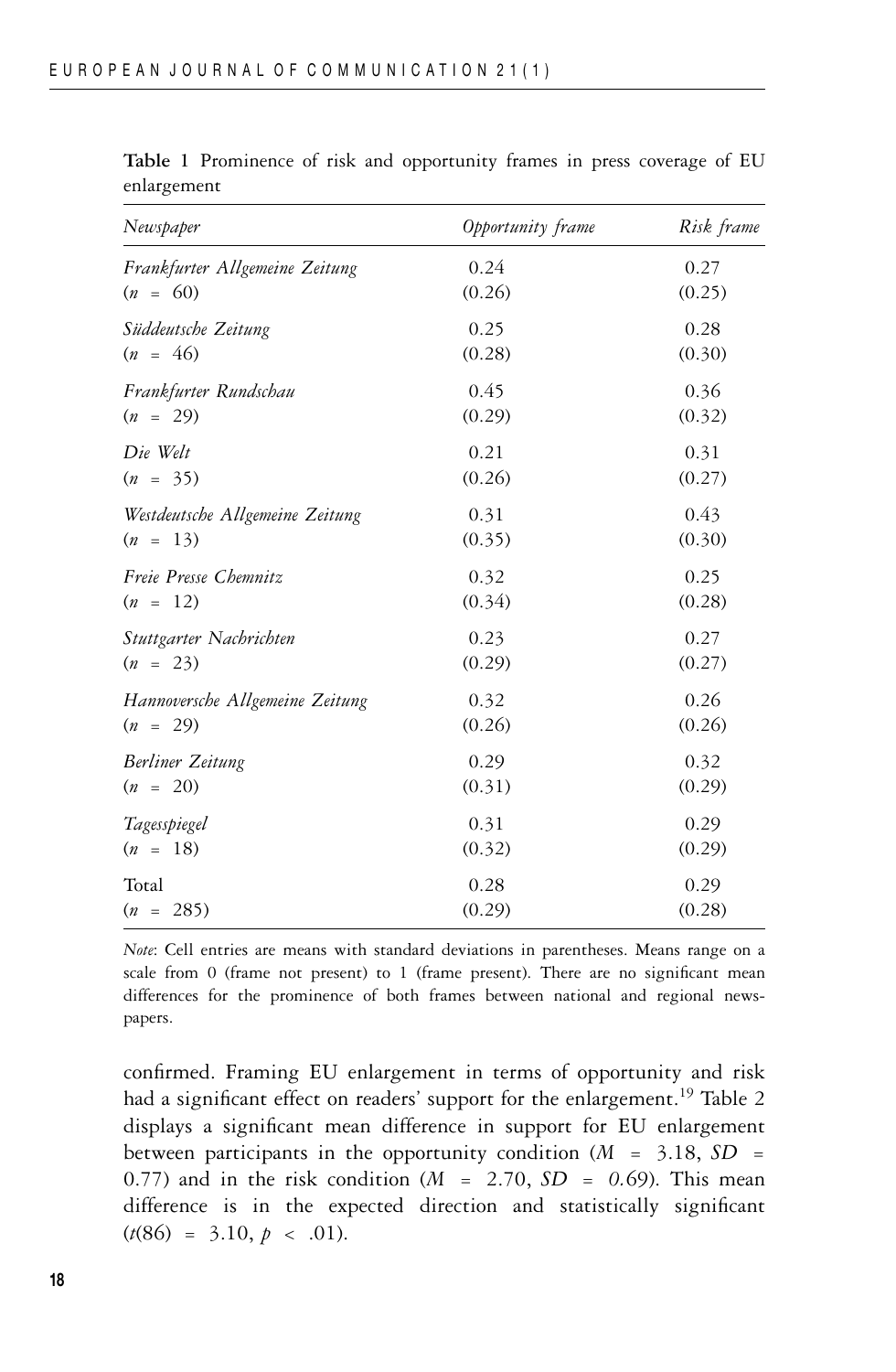**Table 1** Prominence of risk and opportunity frames in press coverage of EU enlargement

| *Newspaper* | *Opportunity frame* | *Risk frame* |
|---|---|---|
| *Frankfurter Allgemeine Zeitung* | 0.24 | 0.27 |
| ($n$ = 60) | (0.26) | (0.25) |
| *Süddeutsche Zeitung* | 0.25 | 0.28 |
| ($n$ = 46) | (0.28) | (0.30) |
| *Frankfurter Rundschau* | 0.45 | 0.36 |
| ($n$ = 29) | (0.29) | (0.32) |
| *Die Welt* | 0.21 | 0.31 |
| ($n$ = 35) | (0.26) | (0.27) |
| *Westdeutsche Allgemeine Zeitung* | 0.31 | 0.43 |
| ($n$ = 13) | (0.35) | (0.30) |
| *Freie Presse Chemnitz* | 0.32 | 0.25 |
| ($n$ = 12) | (0.34) | (0.28) |
| *Stuttgarter Nachrichten* | 0.23 | 0.27 |
| ($n$ = 23) | (0.29) | (0.27) |
| *Hannoversche Allgemeine Zeitung* | 0.32 | 0.26 |
| ($n$ = 29) | (0.26) | (0.26) |
| *Berliner Zeitung* | 0.29 | 0.32 |
| ($n$ = 20) | (0.31) | (0.29) |
| *Tagesspiegel* | 0.31 | 0.29 |
| ($n$ = 18) | (0.32) | (0.29) |
| Total | 0.28 | 0.29 |
| ($n$ = 285) | (0.29) | (0.28) |

*Note*: Cell entries are means with standard deviations in parentheses. Means range on a scale from 0 (frame not present) to 1 (frame present). There are no significant mean differences for the prominence of both frames between national and regional newspapers.

confirmed. Framing EU enlargement in terms of opportunity and risk had a significant effect on readers' support for the enlargement.[19] Table 2 displays a significant mean difference in support for EU enlargement between participants in the opportunity condition ($M$ = 3.18, $SD$ = 0.77) and in the risk condition ($M$ = 2.70, $SD$ = 0.69). This mean difference is in the expected direction and statistically significant ($t(86) = 3.10$, $p < .01$).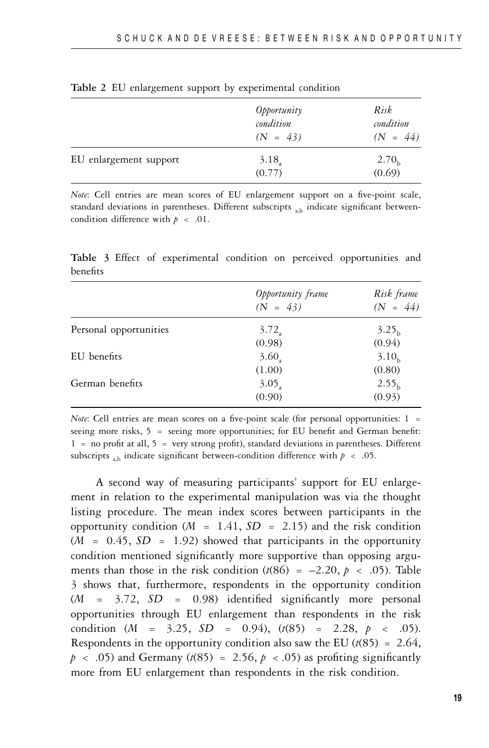**Table 2** EU enlargement support by experimental condition

| | *Opportunity condition (N = 43)* | *Risk condition (N = 44)* |
|---|---|---|
| EU enlargement support | $3.18_a$ (0.77) | $2.70_b$ (0.69) |

*Note*: Cell entries are mean scores of EU enlargement support on a five-point scale, standard deviations in parentheses. Different subscripts $_{a,b}$ indicate significant between-condition difference with $p < .01$.

**Table 3** Effect of experimental condition on perceived opportunities and benefits

| | *Opportunity frame (N = 43)* | *Risk frame (N = 44)* |
|---|---|---|
| Personal opportunities | $3.72_a$ (0.98) | $3.25_b$ (0.94) |
| EU benefits | $3.60_a$ (1.00) | $3.10_b$ (0.80) |
| German benefits | $3.05_a$ (0.90) | $2.55_b$ (0.93) |

*Note*: Cell entries are mean scores on a five-point scale (for personal opportunities: 1 = seeing more risks, 5 = seeing more opportunities; for EU benefit and German benefit: 1 = no profit at all, 5 = very strong profit), standard deviations in parentheses. Different subscripts $_{a,b}$ indicate significant between-condition difference with $p < .05$.

A second way of measuring participants' support for EU enlargement in relation to the experimental manipulation was via the thought listing procedure. The mean index scores between participants in the opportunity condition ($M = 1.41$, $SD = 2.15$) and the risk condition ($M = 0.45$, $SD = 1.92$) showed that participants in the opportunity condition mentioned significantly more supportive than opposing arguments than those in the risk condition ($t(86) = -2.20$, $p < .05$). Table 3 shows that, furthermore, respondents in the opportunity condition ($M = 3.72$, $SD = 0.98$) identified significantly more personal opportunities through EU enlargement than respondents in the risk condition ($M = 3.25$, $SD = 0.94$), ($t(85) = 2.28$, $p < .05$). Respondents in the opportunity condition also saw the EU ($t(85) = 2.64$, $p < .05$) and Germany ($t(85) = 2.56$, $p < .05$) as profiting significantly more from EU enlargement than respondents in the risk condition.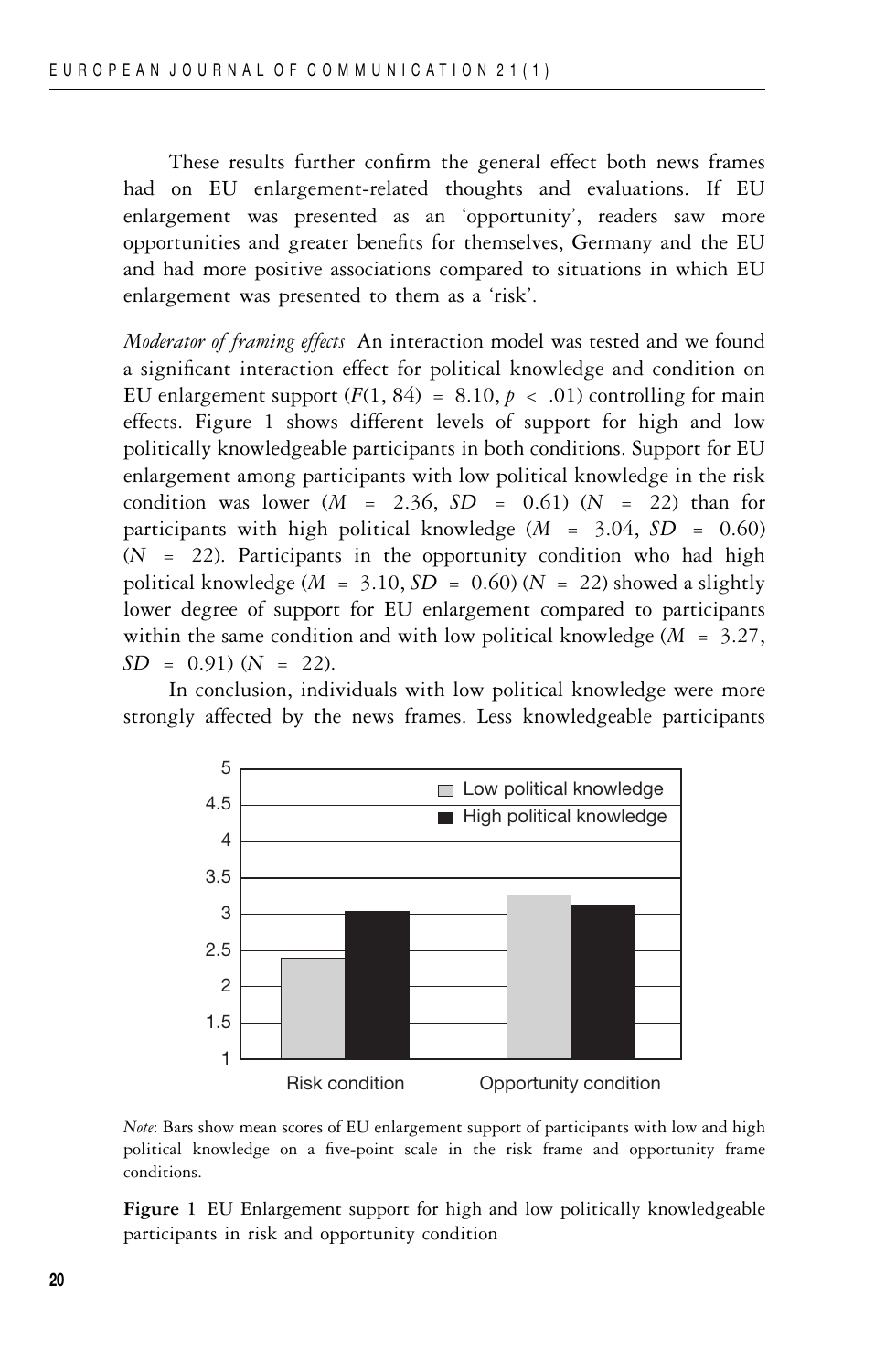These results further confirm the general effect both news frames had on EU enlargement-related thoughts and evaluations. If EU enlargement was presented as an 'opportunity', readers saw more opportunities and greater benefits for themselves, Germany and the EU and had more positive associations compared to situations in which EU enlargement was presented to them as a 'risk'.

*Moderator of framing effects* An interaction model was tested and we found a significant interaction effect for political knowledge and condition on EU enlargement support ($F(1, 84) = 8.10, p < .01$) controlling for main effects. Figure 1 shows different levels of support for high and low politically knowledgeable participants in both conditions. Support for EU enlargement among participants with low political knowledge in the risk condition was lower ($M = 2.36$, $SD = 0.61$) ($N = 22$) than for participants with high political knowledge ($M = 3.04$, $SD = 0.60$) ($N = 22$). Participants in the opportunity condition who had high political knowledge ($M = 3.10, SD = 0.60$) ($N = 22$) showed a slightly lower degree of support for EU enlargement compared to participants within the same condition and with low political knowledge ($M = 3.27$, $SD = 0.91$) ($N = 22$).

In conclusion, individuals with low political knowledge were more strongly affected by the news frames. Less knowledgeable participants

*Note*: Bars show mean scores of EU enlargement support of participants with low and high political knowledge on a five-point scale in the risk frame and opportunity frame conditions.

**Figure 1** EU Enlargement support for high and low politically knowledgeable participants in risk and opportunity condition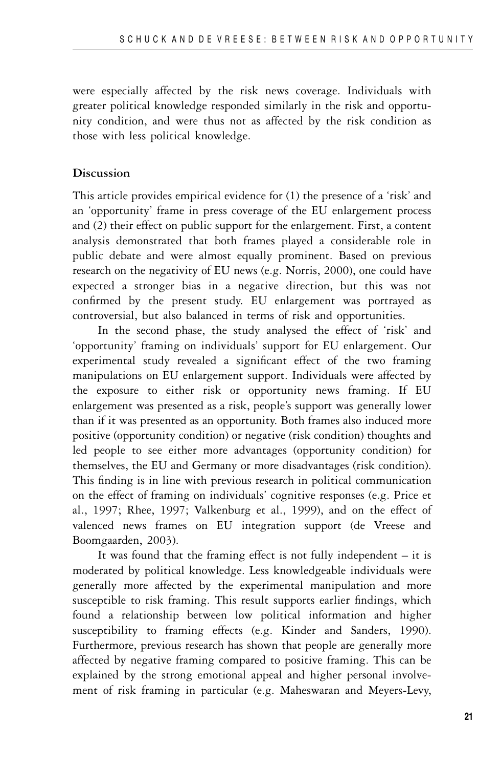were especially affected by the risk news coverage. Individuals with greater political knowledge responded similarly in the risk and opportunity condition, and were thus not as affected by the risk condition as those with less political knowledge.

## Discussion

This article provides empirical evidence for (1) the presence of a 'risk' and an 'opportunity' frame in press coverage of the EU enlargement process and (2) their effect on public support for the enlargement. First, a content analysis demonstrated that both frames played a considerable role in public debate and were almost equally prominent. Based on previous research on the negativity of EU news (e.g. Norris, 2000), one could have expected a stronger bias in a negative direction, but this was not confirmed by the present study. EU enlargement was portrayed as controversial, but also balanced in terms of risk and opportunities.

In the second phase, the study analysed the effect of 'risk' and 'opportunity' framing on individuals' support for EU enlargement. Our experimental study revealed a significant effect of the two framing manipulations on EU enlargement support. Individuals were affected by the exposure to either risk or opportunity news framing. If EU enlargement was presented as a risk, people's support was generally lower than if it was presented as an opportunity. Both frames also induced more positive (opportunity condition) or negative (risk condition) thoughts and led people to see either more advantages (opportunity condition) for themselves, the EU and Germany or more disadvantages (risk condition). This finding is in line with previous research in political communication on the effect of framing on individuals' cognitive responses (e.g. Price et al., 1997; Rhee, 1997; Valkenburg et al., 1999), and on the effect of valenced news frames on EU integration support (de Vreese and Boomgaarden, 2003).

It was found that the framing effect is not fully independent – it is moderated by political knowledge. Less knowledgeable individuals were generally more affected by the experimental manipulation and more susceptible to risk framing. This result supports earlier findings, which found a relationship between low political information and higher susceptibility to framing effects (e.g. Kinder and Sanders, 1990). Furthermore, previous research has shown that people are generally more affected by negative framing compared to positive framing. This can be explained by the strong emotional appeal and higher personal involvement of risk framing in particular (e.g. Maheswaran and Meyers-Levy,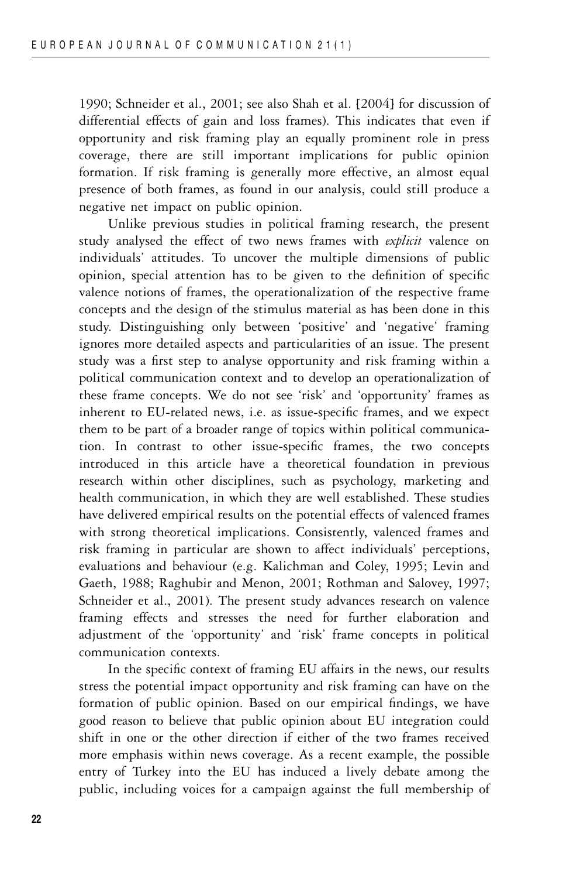1990; Schneider et al., 2001; see also Shah et al. [2004] for discussion of differential effects of gain and loss frames). This indicates that even if opportunity and risk framing play an equally prominent role in press coverage, there are still important implications for public opinion formation. If risk framing is generally more effective, an almost equal presence of both frames, as found in our analysis, could still produce a negative net impact on public opinion.

Unlike previous studies in political framing research, the present study analysed the effect of two news frames with *explicit* valence on individuals' attitudes. To uncover the multiple dimensions of public opinion, special attention has to be given to the definition of specific valence notions of frames, the operationalization of the respective frame concepts and the design of the stimulus material as has been done in this study. Distinguishing only between 'positive' and 'negative' framing ignores more detailed aspects and particularities of an issue. The present study was a first step to analyse opportunity and risk framing within a political communication context and to develop an operationalization of these frame concepts. We do not see 'risk' and 'opportunity' frames as inherent to EU-related news, i.e. as issue-specific frames, and we expect them to be part of a broader range of topics within political communication. In contrast to other issue-specific frames, the two concepts introduced in this article have a theoretical foundation in previous research within other disciplines, such as psychology, marketing and health communication, in which they are well established. These studies have delivered empirical results on the potential effects of valenced frames with strong theoretical implications. Consistently, valenced frames and risk framing in particular are shown to affect individuals' perceptions, evaluations and behaviour (e.g. Kalichman and Coley, 1995; Levin and Gaeth, 1988; Raghubir and Menon, 2001; Rothman and Salovey, 1997; Schneider et al., 2001). The present study advances research on valence framing effects and stresses the need for further elaboration and adjustment of the 'opportunity' and 'risk' frame concepts in political communication contexts.

In the specific context of framing EU affairs in the news, our results stress the potential impact opportunity and risk framing can have on the formation of public opinion. Based on our empirical findings, we have good reason to believe that public opinion about EU integration could shift in one or the other direction if either of the two frames received more emphasis within news coverage. As a recent example, the possible entry of Turkey into the EU has induced a lively debate among the public, including voices for a campaign against the full membership of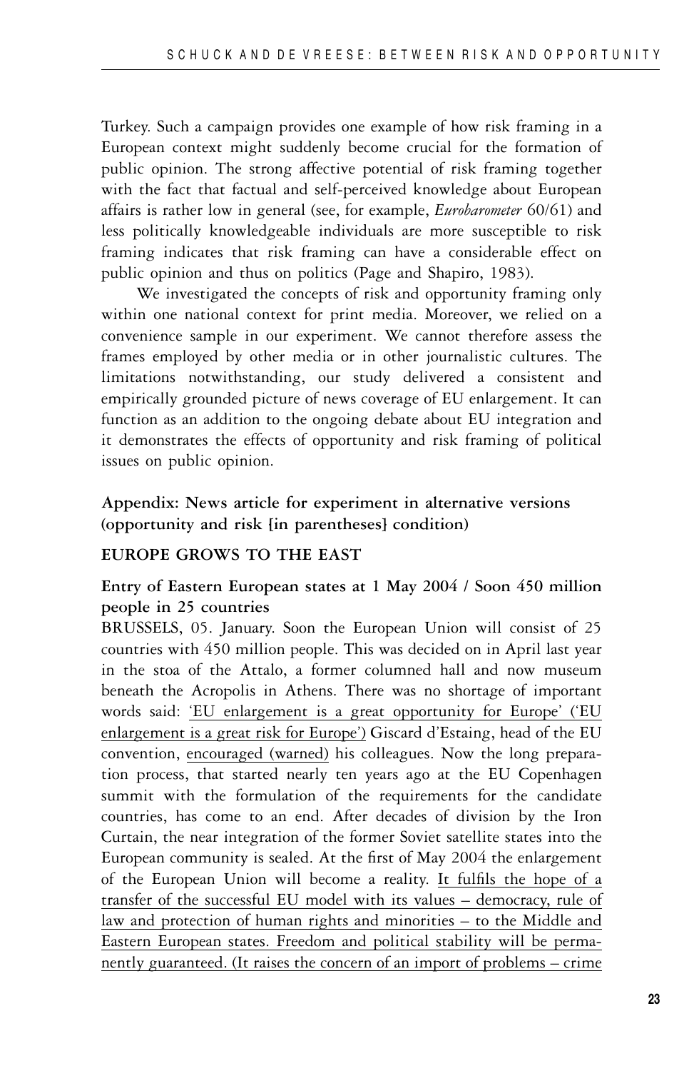Turkey. Such a campaign provides one example of how risk framing in a European context might suddenly become crucial for the formation of public opinion. The strong affective potential of risk framing together with the fact that factual and self-perceived knowledge about European affairs is rather low in general (see, for example, *Eurobarometer* 60/61) and less politically knowledgeable individuals are more susceptible to risk framing indicates that risk framing can have a considerable effect on public opinion and thus on politics (Page and Shapiro, 1983).

We investigated the concepts of risk and opportunity framing only within one national context for print media. Moreover, we relied on a convenience sample in our experiment. We cannot therefore assess the frames employed by other media or in other journalistic cultures. The limitations notwithstanding, our study delivered a consistent and empirically grounded picture of news coverage of EU enlargement. It can function as an addition to the ongoing debate about EU integration and it demonstrates the effects of opportunity and risk framing of political issues on public opinion.

## Appendix: News article for experiment in alternative versions (opportunity and risk [in parentheses] condition)

### EUROPE GROWS TO THE EAST

**Entry of Eastern European states at 1 May 2004 / Soon 450 million people in 25 countries**

BRUSSELS, 05. January. Soon the European Union will consist of 25 countries with 450 million people. This was decided on in April last year in the stoa of the Attalo, a former columned hall and now museum beneath the Acropolis in Athens. There was no shortage of important words said: <u>'EU enlargement is a great opportunity for Europe' ('EU enlargement is a great risk for Europe')</u> Giscard d'Estaing, head of the EU convention, <u>encouraged (warned)</u> his colleagues. Now the long preparation process, that started nearly ten years ago at the EU Copenhagen summit with the formulation of the requirements for the candidate countries, has come to an end. After decades of division by the Iron Curtain, the near integration of the former Soviet satellite states into the European community is sealed. At the first of May 2004 the enlargement of the European Union will become a reality. <u>It fulfils the hope of a transfer of the successful EU model with its values – democracy, rule of law and protection of human rights and minorities – to the Middle and Eastern European states. Freedom and political stability will be permanently guaranteed. (It raises the concern of an import of problems – crime</u>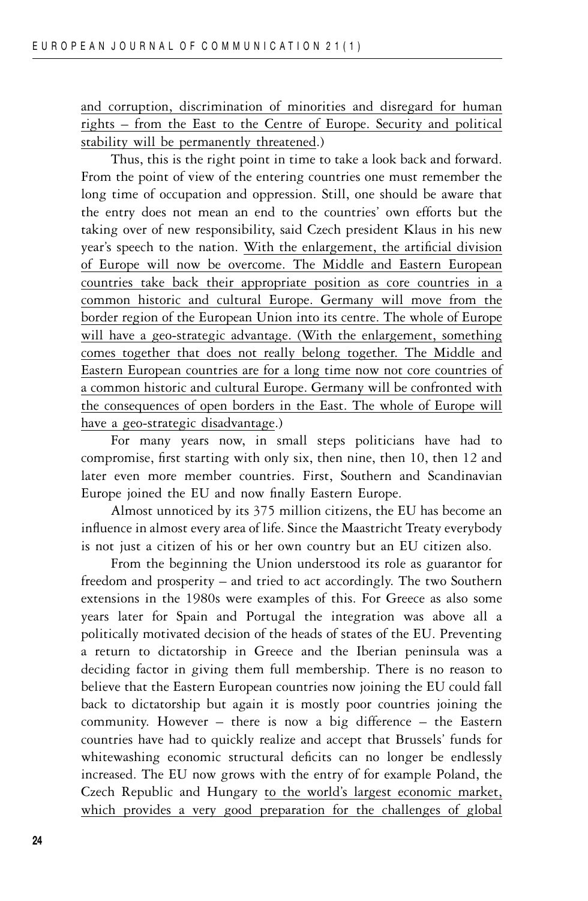<u>and corruption, discrimination of minorities and disregard for human rights – from the East to the Centre of Europe. Security and political stability will be permanently threatened</u>.)

Thus, this is the right point in time to take a look back and forward. From the point of view of the entering countries one must remember the long time of occupation and oppression. Still, one should be aware that the entry does not mean an end to the countries' own efforts but the taking over of new responsibility, said Czech president Klaus in his new year's speech to the nation. <u>With the enlargement, the artificial division of Europe will now be overcome. The Middle and Eastern European countries take back their appropriate position as core countries in a common historic and cultural Europe. Germany will move from the border region of the European Union into its centre. The whole of Europe will have a geo-strategic advantage. (With the enlargement, something comes together that does not really belong together. The Middle and Eastern European countries are for a long time now not core countries of a common historic and cultural Europe. Germany will be confronted with the consequences of open borders in the East. The whole of Europe will have a geo-strategic disadvantage</u>.)

For many years now, in small steps politicians have had to compromise, first starting with only six, then nine, then 10, then 12 and later even more member countries. First, Southern and Scandinavian Europe joined the EU and now finally Eastern Europe.

Almost unnoticed by its 375 million citizens, the EU has become an influence in almost every area of life. Since the Maastricht Treaty everybody is not just a citizen of his or her own country but an EU citizen also.

From the beginning the Union understood its role as guarantor for freedom and prosperity – and tried to act accordingly. The two Southern extensions in the 1980s were examples of this. For Greece as also some years later for Spain and Portugal the integration was above all a politically motivated decision of the heads of states of the EU. Preventing a return to dictatorship in Greece and the Iberian peninsula was a deciding factor in giving them full membership. There is no reason to believe that the Eastern European countries now joining the EU could fall back to dictatorship but again it is mostly poor countries joining the community. However – there is now a big difference – the Eastern countries have had to quickly realize and accept that Brussels' funds for whitewashing economic structural deficits can no longer be endlessly increased. The EU now grows with the entry of for example Poland, the Czech Republic and Hungary <u>to the world's largest economic market, which provides a very good preparation for the challenges of global</u>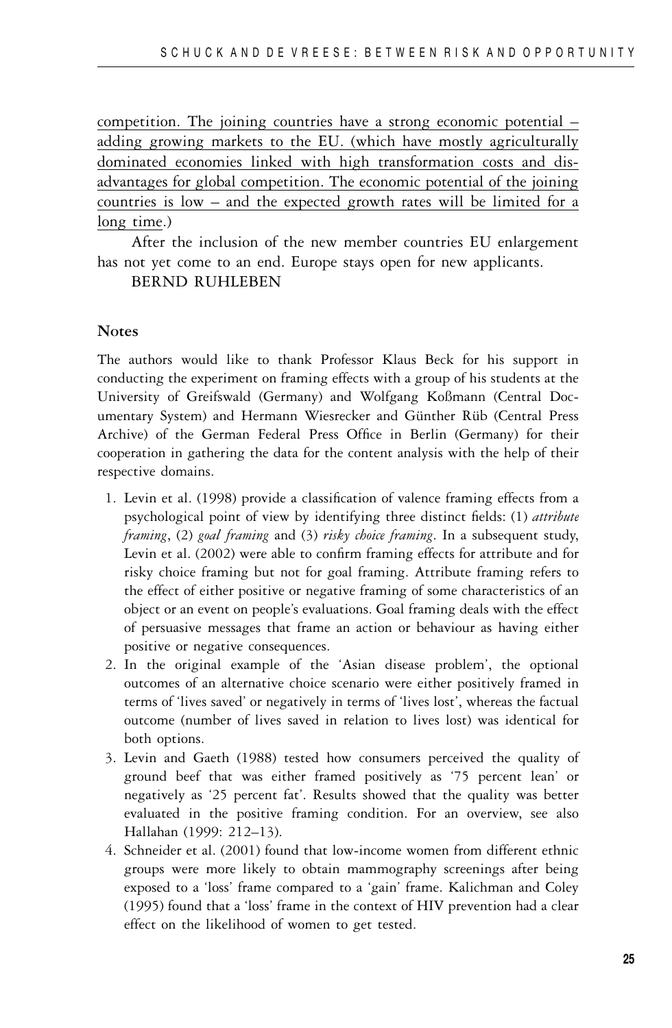competition. The joining countries have a strong economic potential – adding growing markets to the EU. (which have mostly agriculturally dominated economies linked with high transformation costs and disadvantages for global competition. The economic potential of the joining countries is low – and the expected growth rates will be limited for a long time.)

After the inclusion of the new member countries EU enlargement has not yet come to an end. Europe stays open for new applicants.

BERND RUHLEBEN

## Notes

The authors would like to thank Professor Klaus Beck for his support in conducting the experiment on framing effects with a group of his students at the University of Greifswald (Germany) and Wolfgang Koßmann (Central Documentary System) and Hermann Wiesrecker and Günther Rüb (Central Press Archive) of the German Federal Press Office in Berlin (Germany) for their cooperation in gathering the data for the content analysis with the help of their respective domains.

1. Levin et al. (1998) provide a classification of valence framing effects from a psychological point of view by identifying three distinct fields: (1) *attribute framing*, (2) *goal framing* and (3) *risky choice framing*. In a subsequent study, Levin et al. (2002) were able to confirm framing effects for attribute and for risky choice framing but not for goal framing. Attribute framing refers to the effect of either positive or negative framing of some characteristics of an object or an event on people's evaluations. Goal framing deals with the effect of persuasive messages that frame an action or behaviour as having either positive or negative consequences.
2. In the original example of the 'Asian disease problem', the optional outcomes of an alternative choice scenario were either positively framed in terms of 'lives saved' or negatively in terms of 'lives lost', whereas the factual outcome (number of lives saved in relation to lives lost) was identical for both options.
3. Levin and Gaeth (1988) tested how consumers perceived the quality of ground beef that was either framed positively as '75 percent lean' or negatively as '25 percent fat'. Results showed that the quality was better evaluated in the positive framing condition. For an overview, see also Hallahan (1999: 212–13).
4. Schneider et al. (2001) found that low-income women from different ethnic groups were more likely to obtain mammography screenings after being exposed to a 'loss' frame compared to a 'gain' frame. Kalichman and Coley (1995) found that a 'loss' frame in the context of HIV prevention had a clear effect on the likelihood of women to get tested.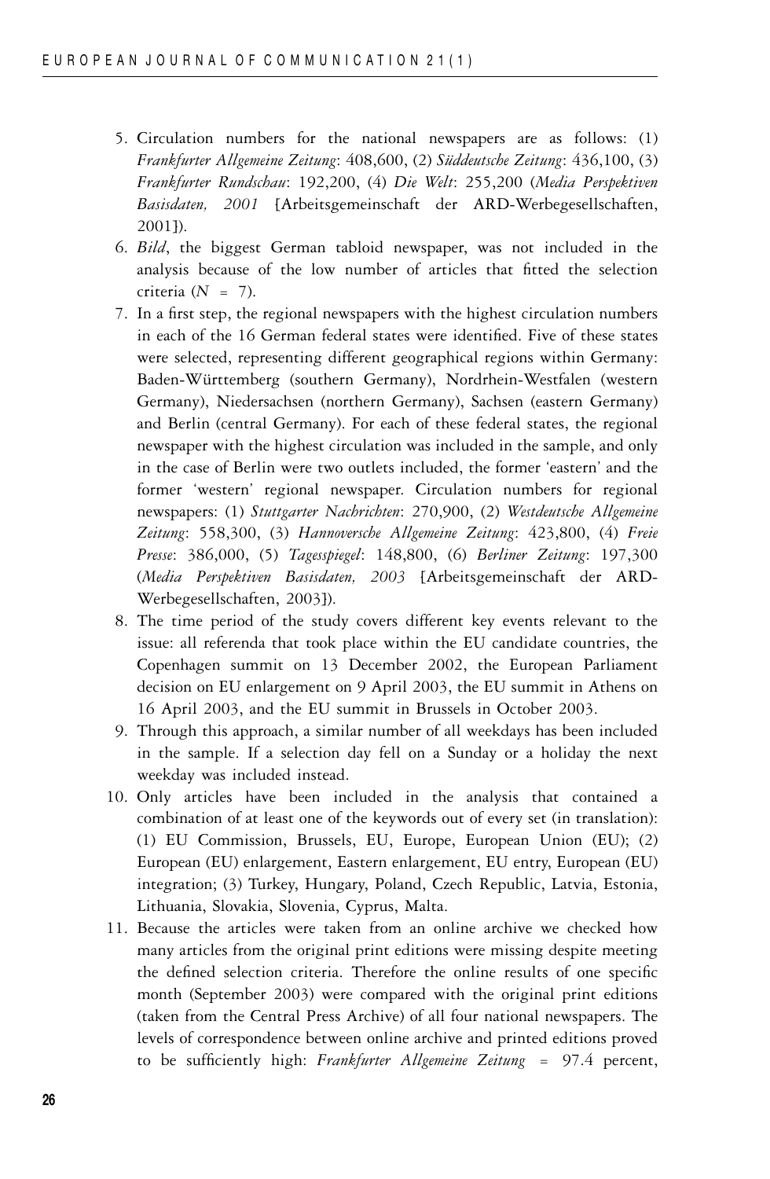5. Circulation numbers for the national newspapers are as follows: (1) *Frankfurter Allgemeine Zeitung*: 408,600, (2) *Süddeutsche Zeitung*: 436,100, (3) *Frankfurter Rundschau*: 192,200, (4) *Die Welt*: 255,200 (*Media Perspektiven Basisdaten, 2001* [Arbeitsgemeinschaft der ARD-Werbegesellschaften, 2001]).
6. *Bild*, the biggest German tabloid newspaper, was not included in the analysis because of the low number of articles that fitted the selection criteria ($N = 7$).
7. In a first step, the regional newspapers with the highest circulation numbers in each of the 16 German federal states were identified. Five of these states were selected, representing different geographical regions within Germany: Baden-Württemberg (southern Germany), Nordrhein-Westfalen (western Germany), Niedersachsen (northern Germany), Sachsen (eastern Germany) and Berlin (central Germany). For each of these federal states, the regional newspaper with the highest circulation was included in the sample, and only in the case of Berlin were two outlets included, the former 'eastern' and the former 'western' regional newspaper. Circulation numbers for regional newspapers: (1) *Stuttgarter Nachrichten*: 270,900, (2) *Westdeutsche Allgemeine Zeitung*: 558,300, (3) *Hannoversche Allgemeine Zeitung*: 423,800, (4) *Freie Presse*: 386,000, (5) *Tagesspiegel*: 148,800, (6) *Berliner Zeitung*: 197,300 (*Media Perspektiven Basisdaten, 2003* [Arbeitsgemeinschaft der ARD-Werbegesellschaften, 2003]).
8. The time period of the study covers different key events relevant to the issue: all referenda that took place within the EU candidate countries, the Copenhagen summit on 13 December 2002, the European Parliament decision on EU enlargement on 9 April 2003, the EU summit in Athens on 16 April 2003, and the EU summit in Brussels in October 2003.
9. Through this approach, a similar number of all weekdays has been included in the sample. If a selection day fell on a Sunday or a holiday the next weekday was included instead.
10. Only articles have been included in the analysis that contained a combination of at least one of the keywords out of every set (in translation): (1) EU Commission, Brussels, EU, Europe, European Union (EU); (2) European (EU) enlargement, Eastern enlargement, EU entry, European (EU) integration; (3) Turkey, Hungary, Poland, Czech Republic, Latvia, Estonia, Lithuania, Slovakia, Slovenia, Cyprus, Malta.
11. Because the articles were taken from an online archive we checked how many articles from the original print editions were missing despite meeting the defined selection criteria. Therefore the online results of one specific month (September 2003) were compared with the original print editions (taken from the Central Press Archive) of all four national newspapers. The levels of correspondence between online archive and printed editions proved to be sufficiently high: *Frankfurter Allgemeine Zeitung* = 97.4 percent,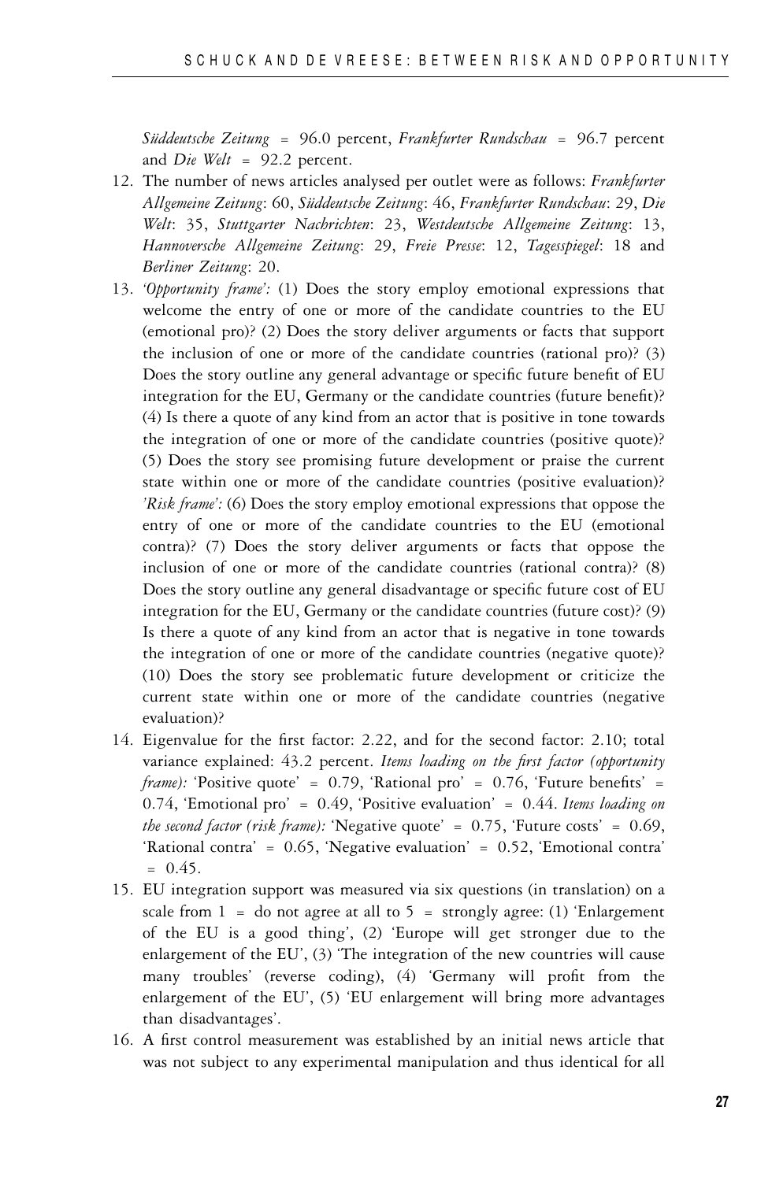*Süddeutsche Zeitung* = 96.0 percent, *Frankfurter Rundschau* = 96.7 percent and *Die Welt* = 92.2 percent.

12. The number of news articles analysed per outlet were as follows: *Frankfurter Allgemeine Zeitung*: 60, *Süddeutsche Zeitung*: 46, *Frankfurter Rundschau*: 29, *Die Welt*: 35, *Stuttgarter Nachrichten*: 23, *Westdeutsche Allgemeine Zeitung*: 13, *Hannoversche Allgemeine Zeitung*: 29, *Freie Presse*: 12, *Tagesspiegel*: 18 and *Berliner Zeitung*: 20.
13. *'Opportunity frame':* (1) Does the story employ emotional expressions that welcome the entry of one or more of the candidate countries to the EU (emotional pro)? (2) Does the story deliver arguments or facts that support the inclusion of one or more of the candidate countries (rational pro)? (3) Does the story outline any general advantage or specific future benefit of EU integration for the EU, Germany or the candidate countries (future benefit)? (4) Is there a quote of any kind from an actor that is positive in tone towards the integration of one or more of the candidate countries (positive quote)? (5) Does the story see promising future development or praise the current state within one or more of the candidate countries (positive evaluation)? *'Risk frame':* (6) Does the story employ emotional expressions that oppose the entry of one or more of the candidate countries to the EU (emotional contra)? (7) Does the story deliver arguments or facts that oppose the inclusion of one or more of the candidate countries (rational contra)? (8) Does the story outline any general disadvantage or specific future cost of EU integration for the EU, Germany or the candidate countries (future cost)? (9) Is there a quote of any kind from an actor that is negative in tone towards the integration of one or more of the candidate countries (negative quote)? (10) Does the story see problematic future development or criticize the current state within one or more of the candidate countries (negative evaluation)?
14. Eigenvalue for the first factor: 2.22, and for the second factor: 2.10; total variance explained: 43.2 percent. *Items loading on the first factor (opportunity frame):* 'Positive quote' = 0.79, 'Rational pro' = 0.76, 'Future benefits' = 0.74, 'Emotional pro' = 0.49, 'Positive evaluation' = 0.44. *Items loading on the second factor (risk frame):* 'Negative quote' = 0.75, 'Future costs' = 0.69, 'Rational contra' = 0.65, 'Negative evaluation' = 0.52, 'Emotional contra' = 0.45.
15. EU integration support was measured via six questions (in translation) on a scale from 1 = do not agree at all to 5 = strongly agree: (1) 'Enlargement of the EU is a good thing', (2) 'Europe will get stronger due to the enlargement of the EU', (3) 'The integration of the new countries will cause many troubles' (reverse coding), (4) 'Germany will profit from the enlargement of the EU', (5) 'EU enlargement will bring more advantages than disadvantages'.
16. A first control measurement was established by an initial news article that was not subject to any experimental manipulation and thus identical for all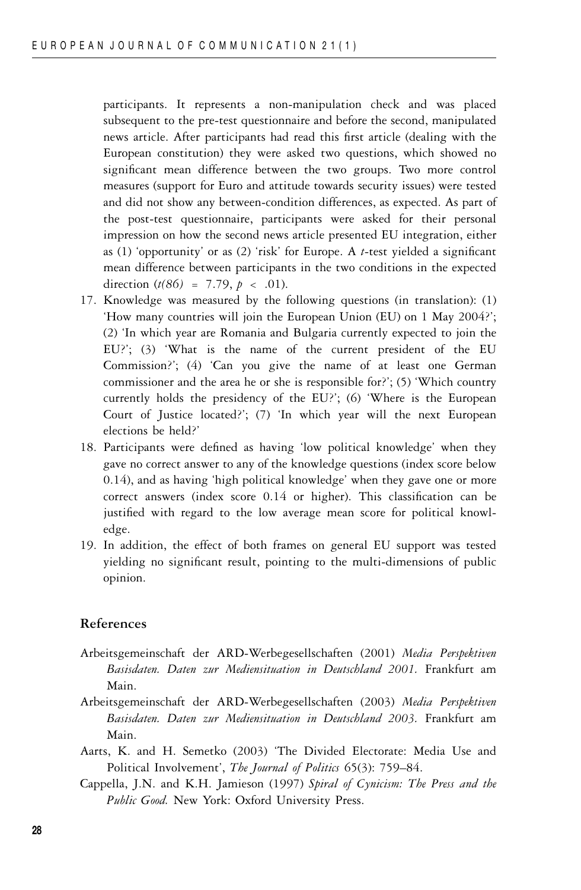participants. It represents a non-manipulation check and was placed subsequent to the pre-test questionnaire and before the second, manipulated news article. After participants had read this first article (dealing with the European constitution) they were asked two questions, which showed no significant mean difference between the two groups. Two more control measures (support for Euro and attitude towards security issues) were tested and did not show any between-condition differences, as expected. As part of the post-test questionnaire, participants were asked for their personal impression on how the second news article presented EU integration, either as (1) 'opportunity' or as (2) 'risk' for Europe. A *t*-test yielded a significant mean difference between participants in the two conditions in the expected direction ($t(86) = 7.79, p < .01$).

17. Knowledge was measured by the following questions (in translation): (1) 'How many countries will join the European Union (EU) on 1 May 2004?'; (2) 'In which year are Romania and Bulgaria currently expected to join the EU?'; (3) 'What is the name of the current president of the EU Commission?'; (4) 'Can you give the name of at least one German commissioner and the area he or she is responsible for?'; (5) 'Which country currently holds the presidency of the EU?'; (6) 'Where is the European Court of Justice located?'; (7) 'In which year will the next European elections be held?'
18. Participants were defined as having 'low political knowledge' when they gave no correct answer to any of the knowledge questions (index score below 0.14), and as having 'high political knowledge' when they gave one or more correct answers (index score 0.14 or higher). This classification can be justified with regard to the low average mean score for political knowledge.
19. In addition, the effect of both frames on general EU support was tested yielding no significant result, pointing to the multi-dimensions of public opinion.

## References

Arbeitsgemeinschaft der ARD-Werbegesellschaften (2001) *Media Perspektiven Basisdaten. Daten zur Mediensituation in Deutschland 2001.* Frankfurt am Main.

Arbeitsgemeinschaft der ARD-Werbegesellschaften (2003) *Media Perspektiven Basisdaten. Daten zur Mediensituation in Deutschland 2003.* Frankfurt am Main.

Aarts, K. and H. Semetko (2003) 'The Divided Electorate: Media Use and Political Involvement', *The Journal of Politics* 65(3): 759–84.

Cappella, J.N. and K.H. Jamieson (1997) *Spiral of Cynicism: The Press and the Public Good.* New York: Oxford University Press.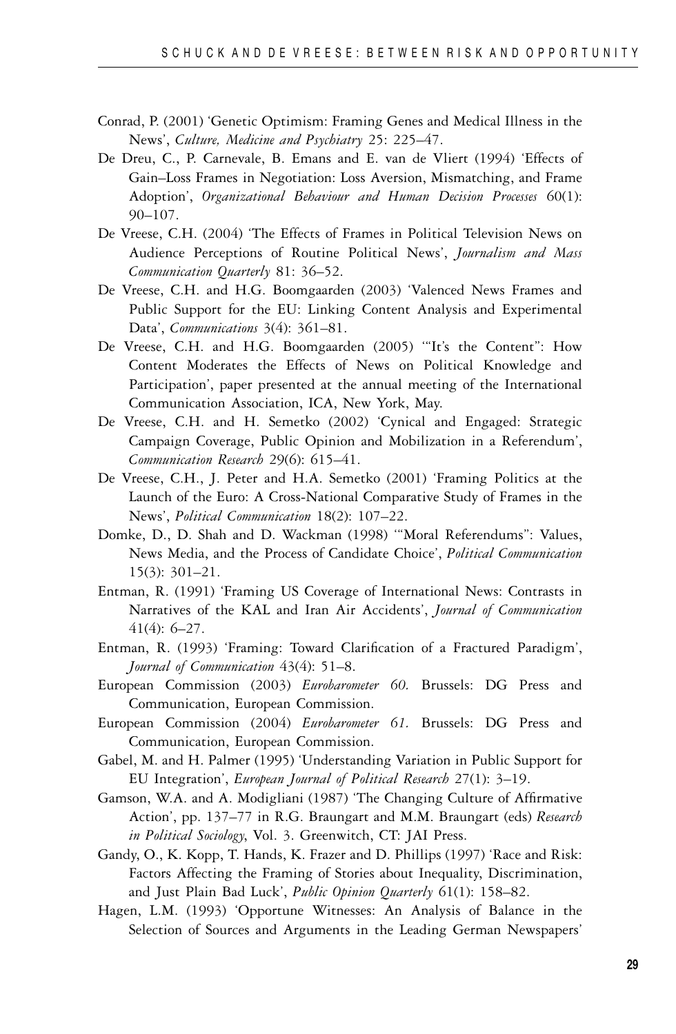Conrad, P. (2001) 'Genetic Optimism: Framing Genes and Medical Illness in the News', *Culture, Medicine and Psychiatry* 25: 225–47.

De Dreu, C., P. Carnevale, B. Emans and E. van de Vliert (1994) 'Effects of Gain–Loss Frames in Negotiation: Loss Aversion, Mismatching, and Frame Adoption', *Organizational Behaviour and Human Decision Processes* 60(1): 90–107.

De Vreese, C.H. (2004) 'The Effects of Frames in Political Television News on Audience Perceptions of Routine Political News', *Journalism and Mass Communication Quarterly* 81: 36–52.

De Vreese, C.H. and H.G. Boomgaarden (2003) 'Valenced News Frames and Public Support for the EU: Linking Content Analysis and Experimental Data', *Communications* 3(4): 361–81.

De Vreese, C.H. and H.G. Boomgaarden (2005) '"It's the Content": How Content Moderates the Effects of News on Political Knowledge and Participation', paper presented at the annual meeting of the International Communication Association, ICA, New York, May.

De Vreese, C.H. and H. Semetko (2002) 'Cynical and Engaged: Strategic Campaign Coverage, Public Opinion and Mobilization in a Referendum', *Communication Research* 29(6): 615–41.

De Vreese, C.H., J. Peter and H.A. Semetko (2001) 'Framing Politics at the Launch of the Euro: A Cross-National Comparative Study of Frames in the News', *Political Communication* 18(2): 107–22.

Domke, D., D. Shah and D. Wackman (1998) '"Moral Referendums": Values, News Media, and the Process of Candidate Choice', *Political Communication* 15(3): 301–21.

Entman, R. (1991) 'Framing US Coverage of International News: Contrasts in Narratives of the KAL and Iran Air Accidents', *Journal of Communication* 41(4): 6–27.

Entman, R. (1993) 'Framing: Toward Clarification of a Fractured Paradigm', *Journal of Communication* 43(4): 51–8.

European Commission (2003) *Eurobarometer 60.* Brussels: DG Press and Communication, European Commission.

European Commission (2004) *Eurobarometer 61.* Brussels: DG Press and Communication, European Commission.

Gabel, M. and H. Palmer (1995) 'Understanding Variation in Public Support for EU Integration', *European Journal of Political Research* 27(1): 3–19.

Gamson, W.A. and A. Modigliani (1987) 'The Changing Culture of Affirmative Action', pp. 137–77 in R.G. Braungart and M.M. Braungart (eds) *Research in Political Sociology*, Vol. 3. Greenwitch, CT: JAI Press.

Gandy, O., K. Kopp, T. Hands, K. Frazer and D. Phillips (1997) 'Race and Risk: Factors Affecting the Framing of Stories about Inequality, Discrimination, and Just Plain Bad Luck', *Public Opinion Quarterly* 61(1): 158–82.

Hagen, L.M. (1993) 'Opportune Witnesses: An Analysis of Balance in the Selection of Sources and Arguments in the Leading German Newspapers'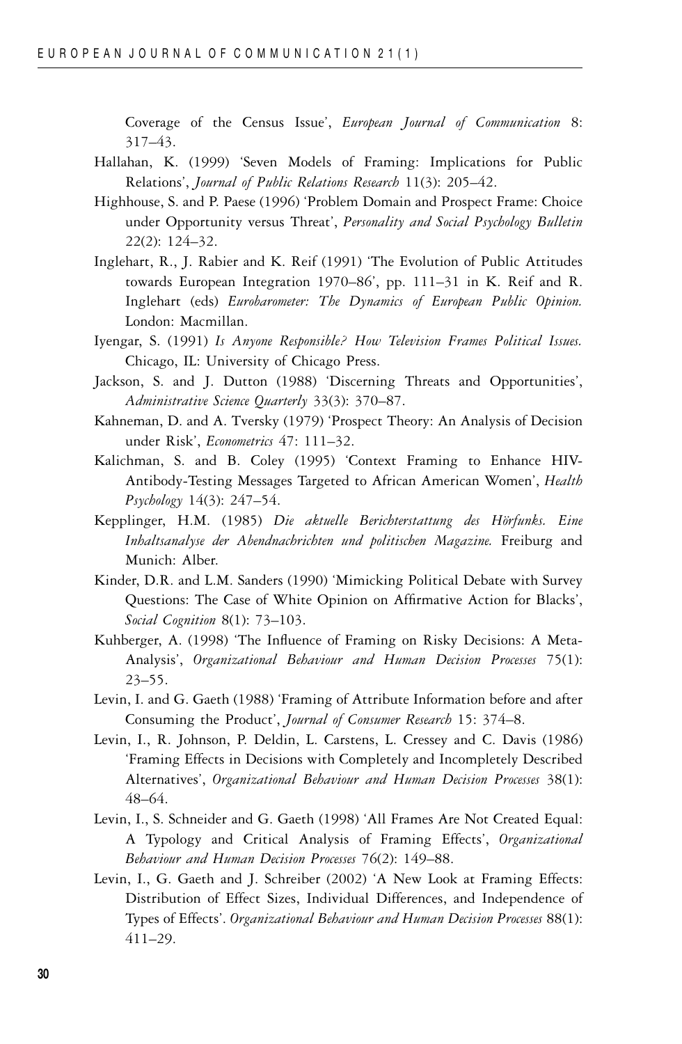Coverage of the Census Issue', *European Journal of Communication* 8: 317–43.

Hallahan, K. (1999) 'Seven Models of Framing: Implications for Public Relations', *Journal of Public Relations Research* 11(3): 205–42.

Highhouse, S. and P. Paese (1996) 'Problem Domain and Prospect Frame: Choice under Opportunity versus Threat', *Personality and Social Psychology Bulletin* 22(2): 124–32.

Inglehart, R., J. Rabier and K. Reif (1991) 'The Evolution of Public Attitudes towards European Integration 1970–86', pp. 111–31 in K. Reif and R. Inglehart (eds) *Eurobarometer: The Dynamics of European Public Opinion.* London: Macmillan.

Iyengar, S. (1991) *Is Anyone Responsible? How Television Frames Political Issues.* Chicago, IL: University of Chicago Press.

Jackson, S. and J. Dutton (1988) 'Discerning Threats and Opportunities', *Administrative Science Quarterly* 33(3): 370–87.

Kahneman, D. and A. Tversky (1979) 'Prospect Theory: An Analysis of Decision under Risk', *Econometrics* 47: 111–32.

Kalichman, S. and B. Coley (1995) 'Context Framing to Enhance HIV-Antibody-Testing Messages Targeted to African American Women', *Health Psychology* 14(3): 247–54.

Kepplinger, H.M. (1985) *Die aktuelle Berichterstattung des Hörfunks. Eine Inhaltsanalyse der Abendnachrichten und politischen Magazine.* Freiburg and Munich: Alber.

Kinder, D.R. and L.M. Sanders (1990) 'Mimicking Political Debate with Survey Questions: The Case of White Opinion on Affirmative Action for Blacks', *Social Cognition* 8(1): 73–103.

Kuhberger, A. (1998) 'The Influence of Framing on Risky Decisions: A Meta-Analysis', *Organizational Behaviour and Human Decision Processes* 75(1): 23–55.

Levin, I. and G. Gaeth (1988) 'Framing of Attribute Information before and after Consuming the Product', *Journal of Consumer Research* 15: 374–8.

Levin, I., R. Johnson, P. Deldin, L. Carstens, L. Cressey and C. Davis (1986) 'Framing Effects in Decisions with Completely and Incompletely Described Alternatives', *Organizational Behaviour and Human Decision Processes* 38(1): 48–64.

Levin, I., S. Schneider and G. Gaeth (1998) 'All Frames Are Not Created Equal: A Typology and Critical Analysis of Framing Effects', *Organizational Behaviour and Human Decision Processes* 76(2): 149–88.

Levin, I., G. Gaeth and J. Schreiber (2002) 'A New Look at Framing Effects: Distribution of Effect Sizes, Individual Differences, and Independence of Types of Effects'. *Organizational Behaviour and Human Decision Processes* 88(1): 411–29.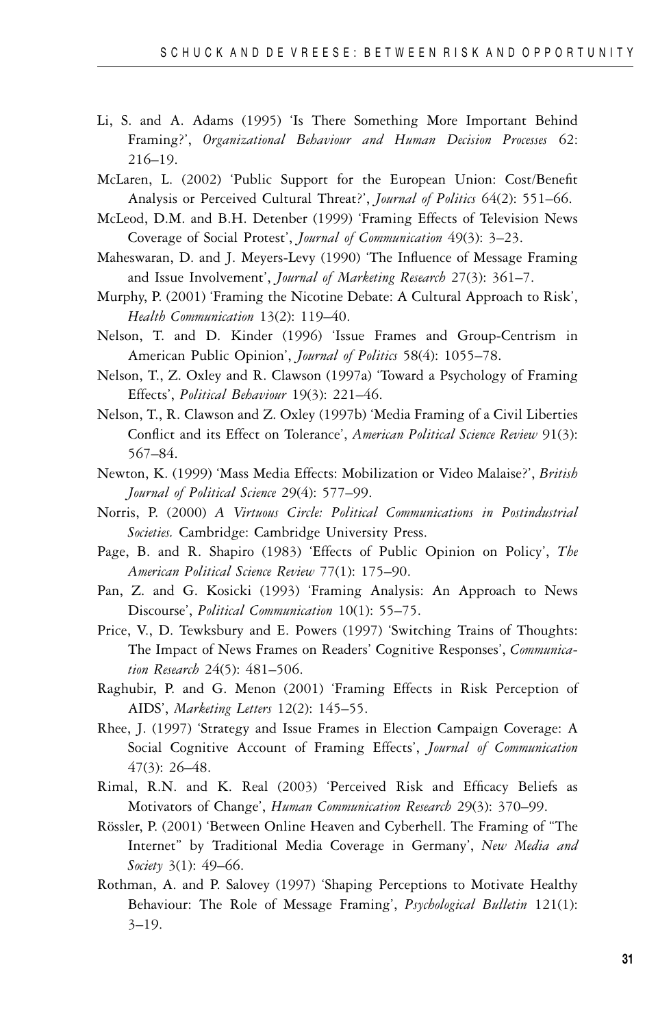Li, S. and A. Adams (1995) 'Is There Something More Important Behind Framing?', *Organizational Behaviour and Human Decision Processes* 62: 216–19.

McLaren, L. (2002) 'Public Support for the European Union: Cost/Benefit Analysis or Perceived Cultural Threat?', *Journal of Politics* 64(2): 551–66.

McLeod, D.M. and B.H. Detenber (1999) 'Framing Effects of Television News Coverage of Social Protest', *Journal of Communication* 49(3): 3–23.

Maheswaran, D. and J. Meyers-Levy (1990) 'The Influence of Message Framing and Issue Involvement', *Journal of Marketing Research* 27(3): 361–7.

Murphy, P. (2001) 'Framing the Nicotine Debate: A Cultural Approach to Risk', *Health Communication* 13(2): 119–40.

Nelson, T. and D. Kinder (1996) 'Issue Frames and Group-Centrism in American Public Opinion', *Journal of Politics* 58(4): 1055–78.

Nelson, T., Z. Oxley and R. Clawson (1997a) 'Toward a Psychology of Framing Effects', *Political Behaviour* 19(3): 221–46.

Nelson, T., R. Clawson and Z. Oxley (1997b) 'Media Framing of a Civil Liberties Conflict and its Effect on Tolerance', *American Political Science Review* 91(3): 567–84.

Newton, K. (1999) 'Mass Media Effects: Mobilization or Video Malaise?', *British Journal of Political Science* 29(4): 577–99.

Norris, P. (2000) *A Virtuous Circle: Political Communications in Postindustrial Societies*. Cambridge: Cambridge University Press.

Page, B. and R. Shapiro (1983) 'Effects of Public Opinion on Policy', *The American Political Science Review* 77(1): 175–90.

Pan, Z. and G. Kosicki (1993) 'Framing Analysis: An Approach to News Discourse', *Political Communication* 10(1): 55–75.

Price, V., D. Tewksbury and E. Powers (1997) 'Switching Trains of Thoughts: The Impact of News Frames on Readers' Cognitive Responses', *Communication Research* 24(5): 481–506.

Raghubir, P. and G. Menon (2001) 'Framing Effects in Risk Perception of AIDS', *Marketing Letters* 12(2): 145–55.

Rhee, J. (1997) 'Strategy and Issue Frames in Election Campaign Coverage: A Social Cognitive Account of Framing Effects', *Journal of Communication* 47(3): 26–48.

Rimal, R.N. and K. Real (2003) 'Perceived Risk and Efficacy Beliefs as Motivators of Change', *Human Communication Research* 29(3): 370–99.

Rössler, P. (2001) 'Between Online Heaven and Cyberhell. The Framing of "The Internet" by Traditional Media Coverage in Germany', *New Media and Society* 3(1): 49–66.

Rothman, A. and P. Salovey (1997) 'Shaping Perceptions to Motivate Healthy Behaviour: The Role of Message Framing', *Psychological Bulletin* 121(1): 3–19.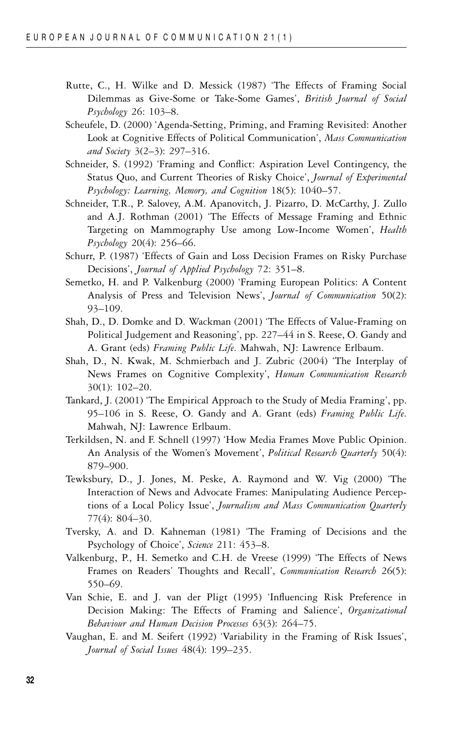Rutte, C., H. Wilke and D. Messick (1987) 'The Effects of Framing Social Dilemmas as Give-Some or Take-Some Games', *British Journal of Social Psychology* 26: 103–8.

Scheufele, D. (2000) 'Agenda-Setting, Priming, and Framing Revisited: Another Look at Cognitive Effects of Political Communication', *Mass Communication and Society* 3(2–3): 297–316.

Schneider, S. (1992) 'Framing and Conflict: Aspiration Level Contingency, the Status Quo, and Current Theories of Risky Choice', *Journal of Experimental Psychology: Learning, Memory, and Cognition* 18(5): 1040–57.

Schneider, T.R., P. Salovey, A.M. Apanovitch, J. Pizarro, D. McCarthy, J. Zullo and A.J. Rothman (2001) 'The Effects of Message Framing and Ethnic Targeting on Mammography Use among Low-Income Women', *Health Psychology* 20(4): 256–66.

Schurr, P. (1987) 'Effects of Gain and Loss Decision Frames on Risky Purchase Decisions', *Journal of Applied Psychology* 72: 351–8.

Semetko, H. and P. Valkenburg (2000) 'Framing European Politics: A Content Analysis of Press and Television News', *Journal of Communication* 50(2): 93–109.

Shah, D., D. Domke and D. Wackman (2001) 'The Effects of Value-Framing on Political Judgement and Reasoning', pp. 227–44 in S. Reese, O. Gandy and A. Grant (eds) *Framing Public Life*. Mahwah, NJ: Lawrence Erlbaum.

Shah, D., N. Kwak, M. Schmierbach and J. Zubric (2004) 'The Interplay of News Frames on Cognitive Complexity', *Human Communication Research* 30(1): 102–20.

Tankard, J. (2001) 'The Empirical Approach to the Study of Media Framing', pp. 95–106 in S. Reese, O. Gandy and A. Grant (eds) *Framing Public Life*. Mahwah, NJ: Lawrence Erlbaum.

Terkildsen, N. and F. Schnell (1997) 'How Media Frames Move Public Opinion. An Analysis of the Women's Movement', *Political Research Quarterly* 50(4): 879–900.

Tewksbury, D., J. Jones, M. Peske, A. Raymond and W. Vig (2000) 'The Interaction of News and Advocate Frames: Manipulating Audience Perceptions of a Local Policy Issue', *Journalism and Mass Communication Quarterly* 77(4): 804–30.

Tversky, A. and D. Kahneman (1981) 'The Framing of Decisions and the Psychology of Choice', *Science* 211: 453–8.

Valkenburg, P., H. Semetko and C.H. de Vreese (1999) 'The Effects of News Frames on Readers' Thoughts and Recall', *Communication Research* 26(5): 550–69.

Van Schie, E. and J. van der Pligt (1995) 'Influencing Risk Preference in Decision Making: The Effects of Framing and Salience', *Organizational Behaviour and Human Decision Processes* 63(3): 264–75.

Vaughan, E. and M. Seifert (1992) 'Variability in the Framing of Risk Issues', *Journal of Social Issues* 48(4): 199–235.